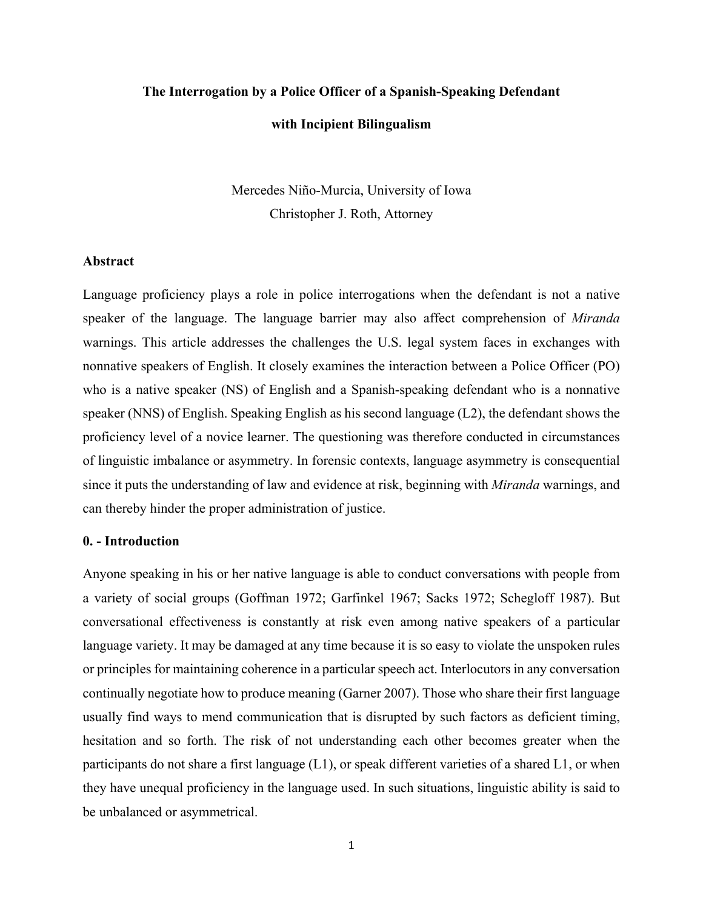# The Interrogation by a Police Officer of a Spanish-Speaking Defendant with Incipient Bilingualism

Mercedes Niño-Murcia, University of Iowa
Christopher J. Roth, Attorney

## Abstract

Language proficiency plays a role in police interrogations when the defendant is not a native speaker of the language. The language barrier may also affect comprehension of *Miranda* warnings. This article addresses the challenges the U.S. legal system faces in exchanges with nonnative speakers of English. It closely examines the interaction between a Police Officer (PO) who is a native speaker (NS) of English and a Spanish-speaking defendant who is a nonnative speaker (NNS) of English. Speaking English as his second language (L2), the defendant shows the proficiency level of a novice learner. The questioning was therefore conducted in circumstances of linguistic imbalance or asymmetry. In forensic contexts, language asymmetry is consequential since it puts the understanding of law and evidence at risk, beginning with *Miranda* warnings, and can thereby hinder the proper administration of justice.

## 0. - Introduction

Anyone speaking in his or her native language is able to conduct conversations with people from a variety of social groups (Goffman 1972; Garfinkel 1967; Sacks 1972; Schegloff 1987). But conversational effectiveness is constantly at risk even among native speakers of a particular language variety. It may be damaged at any time because it is so easy to violate the unspoken rules or principles for maintaining coherence in a particular speech act. Interlocutors in any conversation continually negotiate how to produce meaning (Garner 2007). Those who share their first language usually find ways to mend communication that is disrupted by such factors as deficient timing, hesitation and so forth. The risk of not understanding each other becomes greater when the participants do not share a first language (L1), or speak different varieties of a shared L1, or when they have unequal proficiency in the language used. In such situations, linguistic ability is said to be unbalanced or asymmetrical.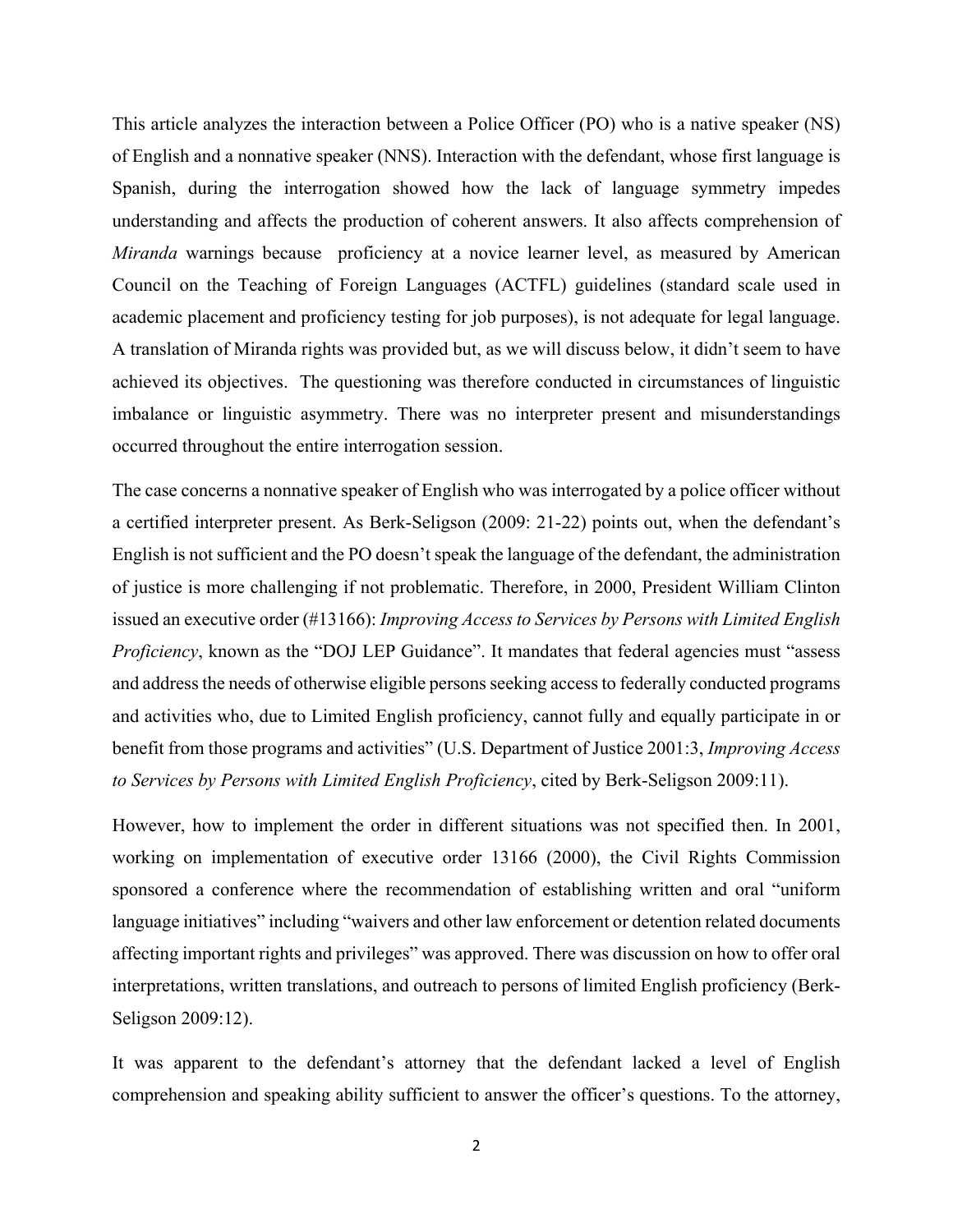This article analyzes the interaction between a Police Officer (PO) who is a native speaker (NS) of English and a nonnative speaker (NNS). Interaction with the defendant, whose first language is Spanish, during the interrogation showed how the lack of language symmetry impedes understanding and affects the production of coherent answers. It also affects comprehension of *Miranda* warnings because proficiency at a novice learner level, as measured by American Council on the Teaching of Foreign Languages (ACTFL) guidelines (standard scale used in academic placement and proficiency testing for job purposes), is not adequate for legal language. A translation of Miranda rights was provided but, as we will discuss below, it didn't seem to have achieved its objectives. The questioning was therefore conducted in circumstances of linguistic imbalance or linguistic asymmetry. There was no interpreter present and misunderstandings occurred throughout the entire interrogation session.

The case concerns a nonnative speaker of English who was interrogated by a police officer without a certified interpreter present. As Berk-Seligson (2009: 21-22) points out, when the defendant's English is not sufficient and the PO doesn't speak the language of the defendant, the administration of justice is more challenging if not problematic. Therefore, in 2000, President William Clinton issued an executive order (#13166): *Improving Access to Services by Persons with Limited English Proficiency*, known as the "DOJ LEP Guidance". It mandates that federal agencies must "assess and address the needs of otherwise eligible persons seeking access to federally conducted programs and activities who, due to Limited English proficiency, cannot fully and equally participate in or benefit from those programs and activities" (U.S. Department of Justice 2001:3, *Improving Access to Services by Persons with Limited English Proficiency*, cited by Berk-Seligson 2009:11).

However, how to implement the order in different situations was not specified then. In 2001, working on implementation of executive order 13166 (2000), the Civil Rights Commission sponsored a conference where the recommendation of establishing written and oral "uniform language initiatives" including "waivers and other law enforcement or detention related documents affecting important rights and privileges" was approved. There was discussion on how to offer oral interpretations, written translations, and outreach to persons of limited English proficiency (Berk-Seligson 2009:12).

It was apparent to the defendant's attorney that the defendant lacked a level of English comprehension and speaking ability sufficient to answer the officer's questions. To the attorney,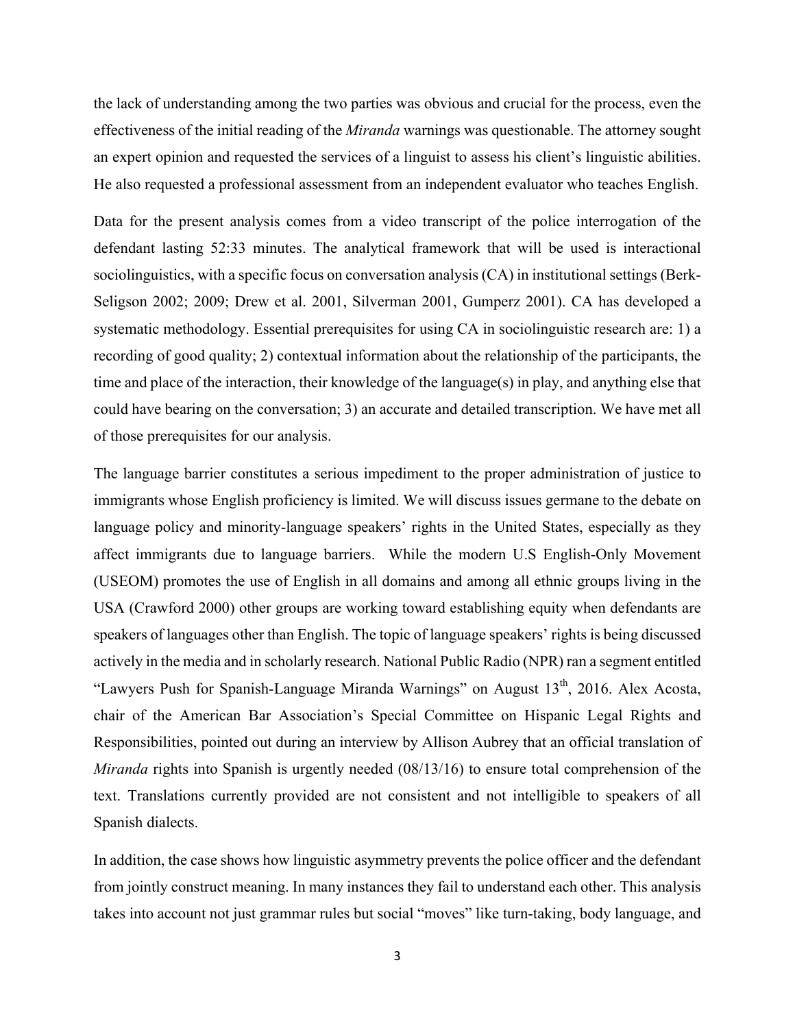the lack of understanding among the two parties was obvious and crucial for the process, even the effectiveness of the initial reading of the *Miranda* warnings was questionable. The attorney sought an expert opinion and requested the services of a linguist to assess his client's linguistic abilities. He also requested a professional assessment from an independent evaluator who teaches English.

Data for the present analysis comes from a video transcript of the police interrogation of the defendant lasting 52:33 minutes. The analytical framework that will be used is interactional sociolinguistics, with a specific focus on conversation analysis (CA) in institutional settings (Berk-Seligson 2002; 2009; Drew et al. 2001, Silverman 2001, Gumperz 2001). CA has developed a systematic methodology. Essential prerequisites for using CA in sociolinguistic research are: 1) a recording of good quality; 2) contextual information about the relationship of the participants, the time and place of the interaction, their knowledge of the language(s) in play, and anything else that could have bearing on the conversation; 3) an accurate and detailed transcription. We have met all of those prerequisites for our analysis.

The language barrier constitutes a serious impediment to the proper administration of justice to immigrants whose English proficiency is limited. We will discuss issues germane to the debate on language policy and minority-language speakers' rights in the United States, especially as they affect immigrants due to language barriers. While the modern U.S English-Only Movement (USEOM) promotes the use of English in all domains and among all ethnic groups living in the USA (Crawford 2000) other groups are working toward establishing equity when defendants are speakers of languages other than English. The topic of language speakers' rights is being discussed actively in the media and in scholarly research. National Public Radio (NPR) ran a segment entitled "Lawyers Push for Spanish-Language Miranda Warnings" on August 13th, 2016. Alex Acosta, chair of the American Bar Association's Special Committee on Hispanic Legal Rights and Responsibilities, pointed out during an interview by Allison Aubrey that an official translation of *Miranda* rights into Spanish is urgently needed (08/13/16) to ensure total comprehension of the text. Translations currently provided are not consistent and not intelligible to speakers of all Spanish dialects.

In addition, the case shows how linguistic asymmetry prevents the police officer and the defendant from jointly construct meaning. In many instances they fail to understand each other. This analysis takes into account not just grammar rules but social "moves" like turn-taking, body language, and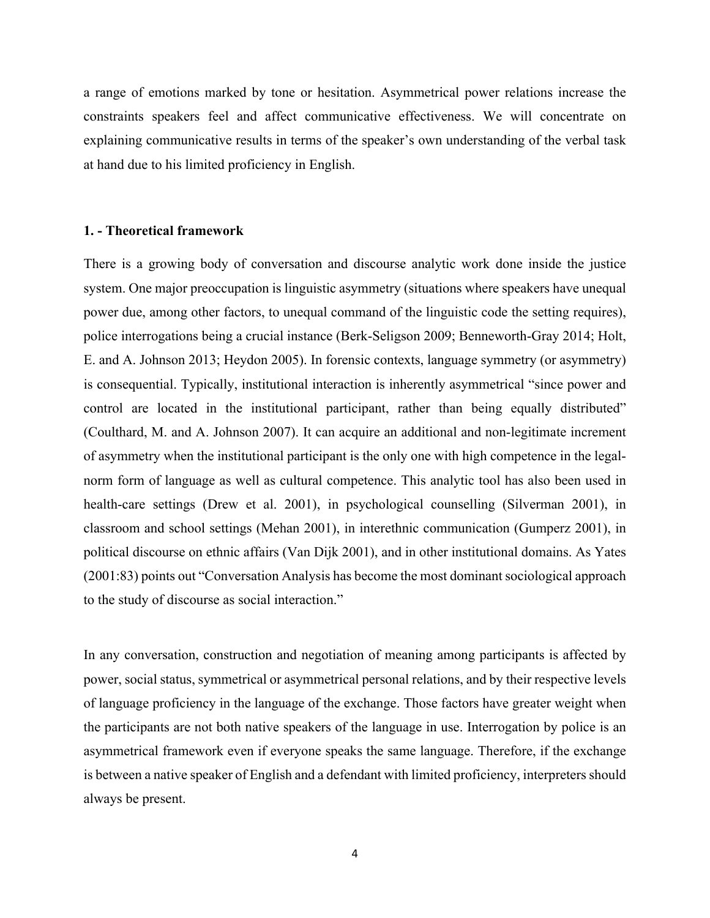a range of emotions marked by tone or hesitation. Asymmetrical power relations increase the constraints speakers feel and affect communicative effectiveness. We will concentrate on explaining communicative results in terms of the speaker's own understanding of the verbal task at hand due to his limited proficiency in English.

## 1. - Theoretical framework

There is a growing body of conversation and discourse analytic work done inside the justice system. One major preoccupation is linguistic asymmetry (situations where speakers have unequal power due, among other factors, to unequal command of the linguistic code the setting requires), police interrogations being a crucial instance (Berk-Seligson 2009; Benneworth-Gray 2014; Holt, E. and A. Johnson 2013; Heydon 2005). In forensic contexts, language symmetry (or asymmetry) is consequential. Typically, institutional interaction is inherently asymmetrical "since power and control are located in the institutional participant, rather than being equally distributed" (Coulthard, M. and A. Johnson 2007). It can acquire an additional and non-legitimate increment of asymmetry when the institutional participant is the only one with high competence in the legal-norm form of language as well as cultural competence. This analytic tool has also been used in health-care settings (Drew et al. 2001), in psychological counselling (Silverman 2001), in classroom and school settings (Mehan 2001), in interethnic communication (Gumperz 2001), in political discourse on ethnic affairs (Van Dijk 2001), and in other institutional domains. As Yates (2001:83) points out "Conversation Analysis has become the most dominant sociological approach to the study of discourse as social interaction."

In any conversation, construction and negotiation of meaning among participants is affected by power, social status, symmetrical or asymmetrical personal relations, and by their respective levels of language proficiency in the language of the exchange. Those factors have greater weight when the participants are not both native speakers of the language in use. Interrogation by police is an asymmetrical framework even if everyone speaks the same language. Therefore, if the exchange is between a native speaker of English and a defendant with limited proficiency, interpreters should always be present.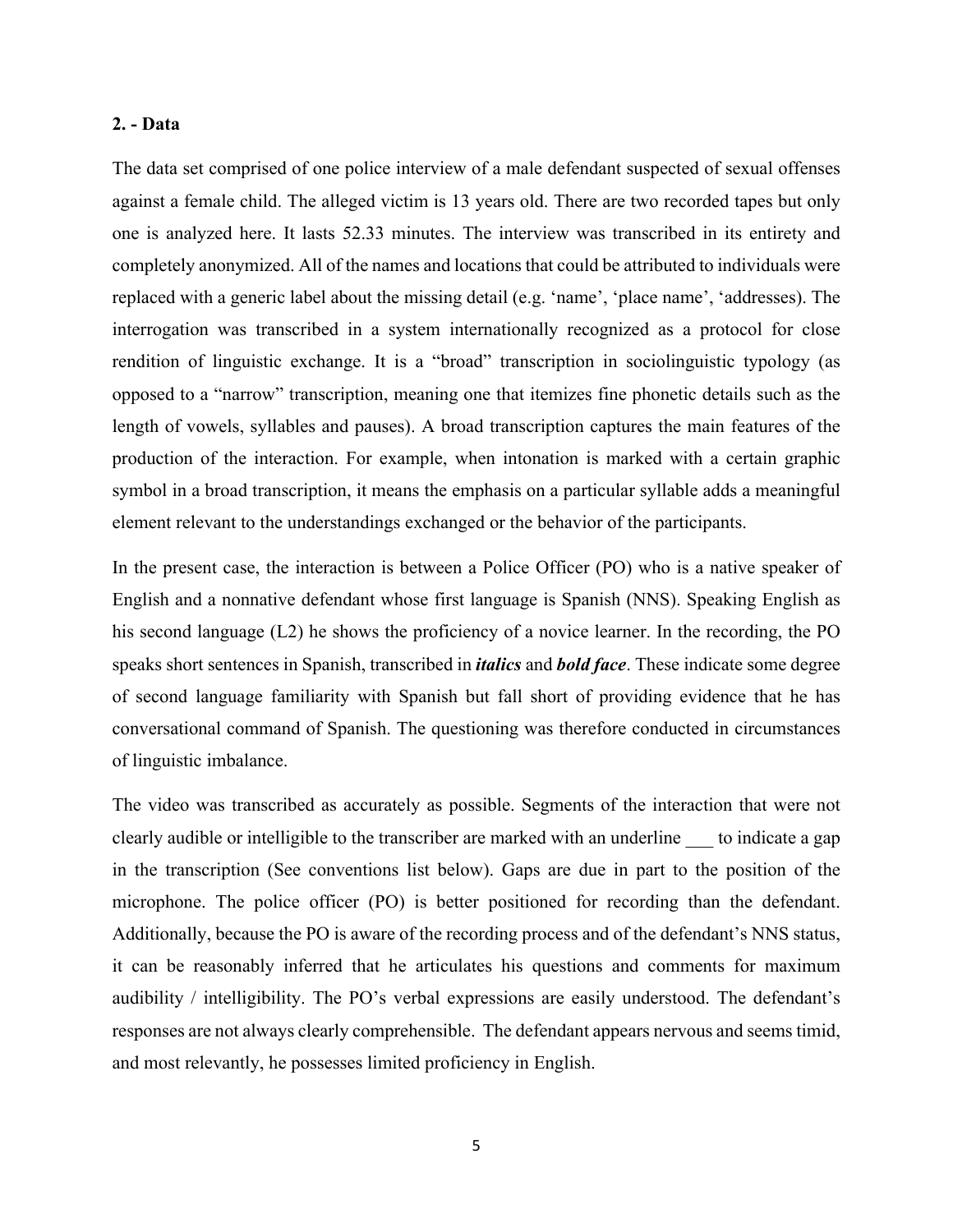**2. - Data**

The data set comprised of one police interview of a male defendant suspected of sexual offenses against a female child. The alleged victim is 13 years old. There are two recorded tapes but only one is analyzed here. It lasts 52.33 minutes. The interview was transcribed in its entirety and completely anonymized. All of the names and locations that could be attributed to individuals were replaced with a generic label about the missing detail (e.g. 'name', 'place name', 'addresses). The interrogation was transcribed in a system internationally recognized as a protocol for close rendition of linguistic exchange. It is a "broad" transcription in sociolinguistic typology (as opposed to a "narrow" transcription, meaning one that itemizes fine phonetic details such as the length of vowels, syllables and pauses). A broad transcription captures the main features of the production of the interaction. For example, when intonation is marked with a certain graphic symbol in a broad transcription, it means the emphasis on a particular syllable adds a meaningful element relevant to the understandings exchanged or the behavior of the participants.

In the present case, the interaction is between a Police Officer (PO) who is a native speaker of English and a nonnative defendant whose first language is Spanish (NNS). Speaking English as his second language (L2) he shows the proficiency of a novice learner. In the recording, the PO speaks short sentences in Spanish, transcribed in ***italics*** and ***bold face***. These indicate some degree of second language familiarity with Spanish but fall short of providing evidence that he has conversational command of Spanish. The questioning was therefore conducted in circumstances of linguistic imbalance.

The video was transcribed as accurately as possible. Segments of the interaction that were not clearly audible or intelligible to the transcriber are marked with an underline ___ to indicate a gap in the transcription (See conventions list below). Gaps are due in part to the position of the microphone. The police officer (PO) is better positioned for recording than the defendant. Additionally, because the PO is aware of the recording process and of the defendant's NNS status, it can be reasonably inferred that he articulates his questions and comments for maximum audibility / intelligibility. The PO's verbal expressions are easily understood. The defendant's responses are not always clearly comprehensible. The defendant appears nervous and seems timid, and most relevantly, he possesses limited proficiency in English.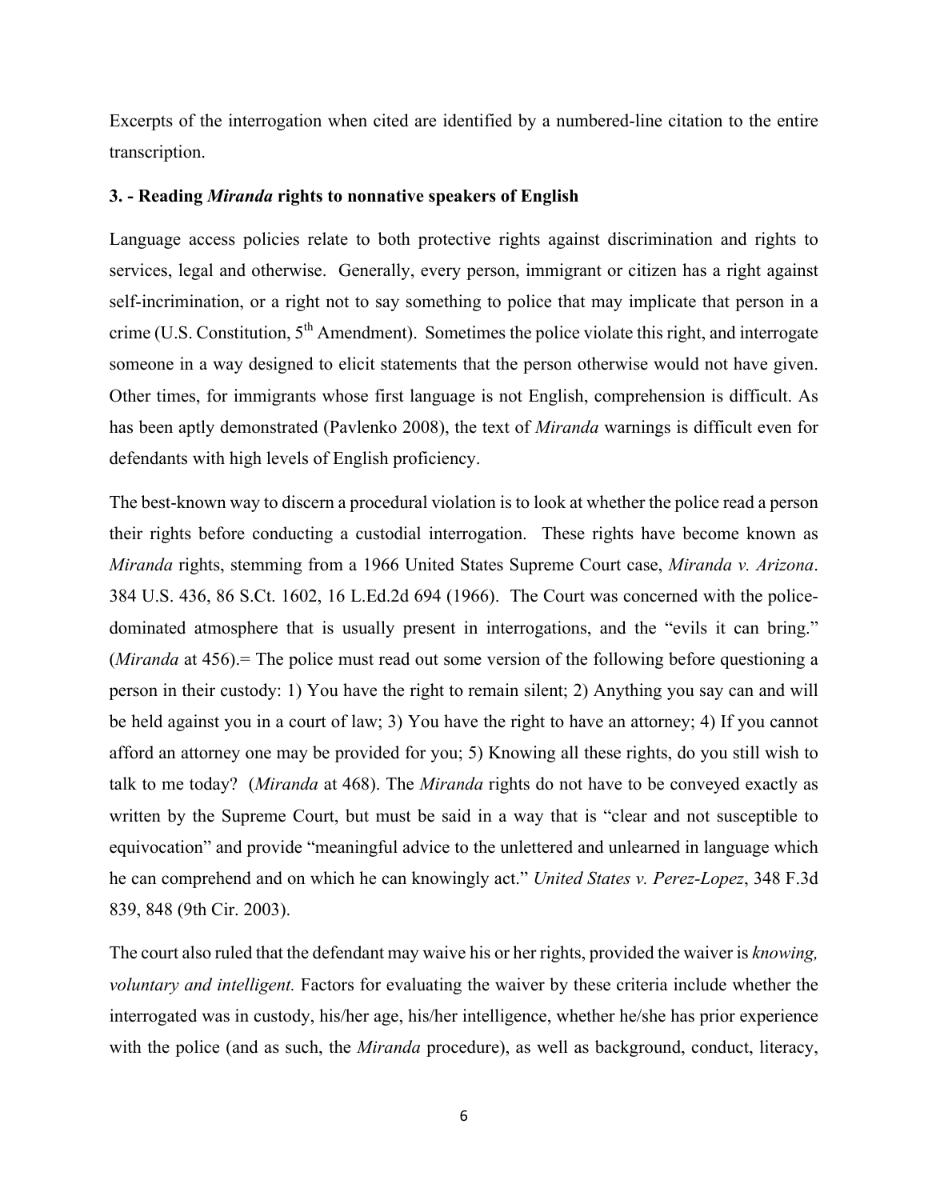Excerpts of the interrogation when cited are identified by a numbered-line citation to the entire transcription.

### 3. - Reading *Miranda* rights to nonnative speakers of English

Language access policies relate to both protective rights against discrimination and rights to services, legal and otherwise. Generally, every person, immigrant or citizen has a right against self-incrimination, or a right not to say something to police that may implicate that person in a crime (U.S. Constitution, 5th Amendment). Sometimes the police violate this right, and interrogate someone in a way designed to elicit statements that the person otherwise would not have given. Other times, for immigrants whose first language is not English, comprehension is difficult. As has been aptly demonstrated (Pavlenko 2008), the text of *Miranda* warnings is difficult even for defendants with high levels of English proficiency.

The best-known way to discern a procedural violation is to look at whether the police read a person their rights before conducting a custodial interrogation. These rights have become known as *Miranda* rights, stemming from a 1966 United States Supreme Court case, *Miranda v. Arizona*. 384 U.S. 436, 86 S.Ct. 1602, 16 L.Ed.2d 694 (1966). The Court was concerned with the police-dominated atmosphere that is usually present in interrogations, and the "evils it can bring." (*Miranda* at 456).= The police must read out some version of the following before questioning a person in their custody: 1) You have the right to remain silent; 2) Anything you say can and will be held against you in a court of law; 3) You have the right to have an attorney; 4) If you cannot afford an attorney one may be provided for you; 5) Knowing all these rights, do you still wish to talk to me today? (*Miranda* at 468). The *Miranda* rights do not have to be conveyed exactly as written by the Supreme Court, but must be said in a way that is "clear and not susceptible to equivocation" and provide "meaningful advice to the unlettered and unlearned in language which he can comprehend and on which he can knowingly act." *United States v. Perez-Lopez*, 348 F.3d 839, 848 (9th Cir. 2003).

The court also ruled that the defendant may waive his or her rights, provided the waiver is *knowing, voluntary and intelligent.* Factors for evaluating the waiver by these criteria include whether the interrogated was in custody, his/her age, his/her intelligence, whether he/she has prior experience with the police (and as such, the *Miranda* procedure), as well as background, conduct, literacy,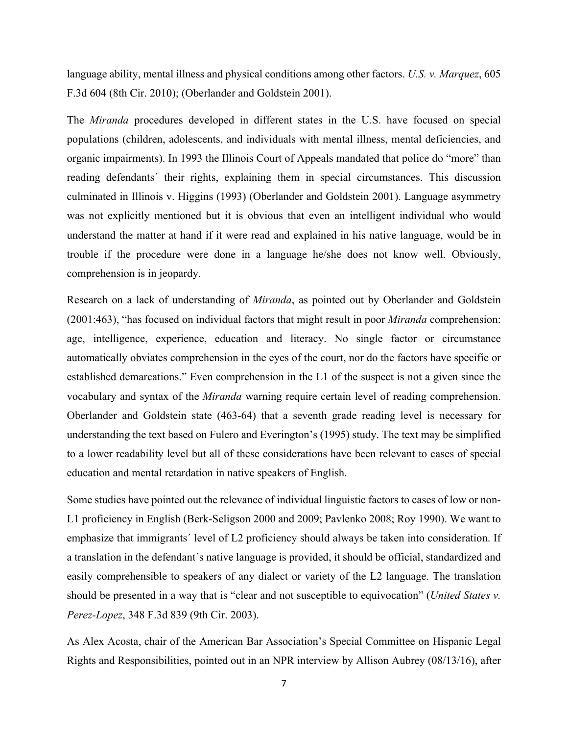language ability, mental illness and physical conditions among other factors. *U.S. v. Marquez*, 605 F.3d 604 (8th Cir. 2010); (Oberlander and Goldstein 2001).

The *Miranda* procedures developed in different states in the U.S. have focused on special populations (children, adolescents, and individuals with mental illness, mental deficiencies, and organic impairments). In 1993 the Illinois Court of Appeals mandated that police do "more" than reading defendants´ their rights, explaining them in special circumstances. This discussion culminated in Illinois v. Higgins (1993) (Oberlander and Goldstein 2001). Language asymmetry was not explicitly mentioned but it is obvious that even an intelligent individual who would understand the matter at hand if it were read and explained in his native language, would be in trouble if the procedure were done in a language he/she does not know well. Obviously, comprehension is in jeopardy.

Research on a lack of understanding of *Miranda*, as pointed out by Oberlander and Goldstein (2001:463), "has focused on individual factors that might result in poor *Miranda* comprehension: age, intelligence, experience, education and literacy. No single factor or circumstance automatically obviates comprehension in the eyes of the court, nor do the factors have specific or established demarcations." Even comprehension in the L1 of the suspect is not a given since the vocabulary and syntax of the *Miranda* warning require certain level of reading comprehension. Oberlander and Goldstein state (463-64) that a seventh grade reading level is necessary for understanding the text based on Fulero and Everington's (1995) study. The text may be simplified to a lower readability level but all of these considerations have been relevant to cases of special education and mental retardation in native speakers of English.

Some studies have pointed out the relevance of individual linguistic factors to cases of low or non-L1 proficiency in English (Berk-Seligson 2000 and 2009; Pavlenko 2008; Roy 1990). We want to emphasize that immigrants´ level of L2 proficiency should always be taken into consideration. If a translation in the defendant´s native language is provided, it should be official, standardized and easily comprehensible to speakers of any dialect or variety of the L2 language. The translation should be presented in a way that is "clear and not susceptible to equivocation" (*United States v. Perez-Lopez*, 348 F.3d 839 (9th Cir. 2003).

As Alex Acosta, chair of the American Bar Association's Special Committee on Hispanic Legal Rights and Responsibilities, pointed out in an NPR interview by Allison Aubrey (08/13/16), after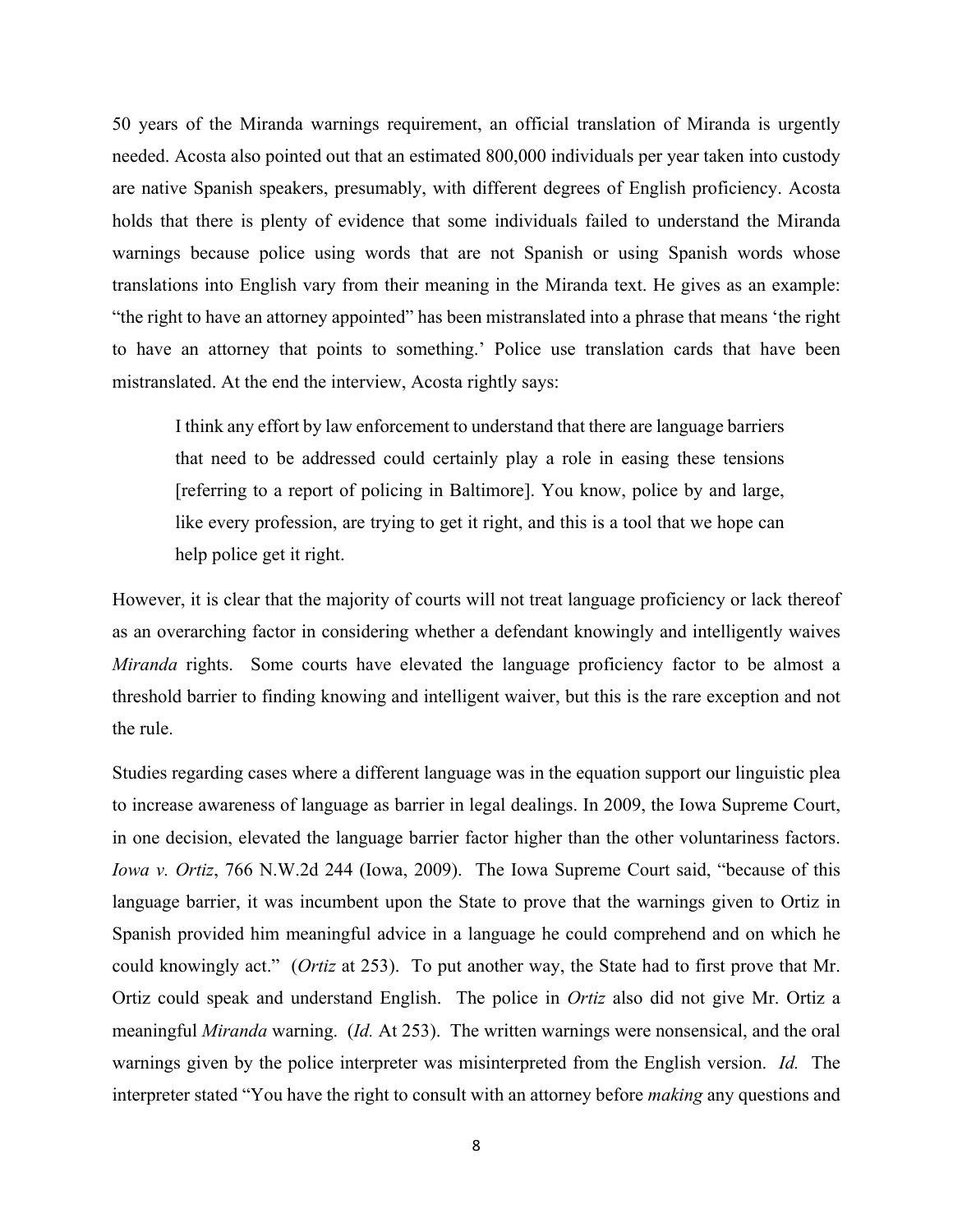50 years of the Miranda warnings requirement, an official translation of Miranda is urgently needed. Acosta also pointed out that an estimated 800,000 individuals per year taken into custody are native Spanish speakers, presumably, with different degrees of English proficiency. Acosta holds that there is plenty of evidence that some individuals failed to understand the Miranda warnings because police using words that are not Spanish or using Spanish words whose translations into English vary from their meaning in the Miranda text. He gives as an example: "the right to have an attorney appointed" has been mistranslated into a phrase that means 'the right to have an attorney that points to something.' Police use translation cards that have been mistranslated. At the end the interview, Acosta rightly says:

> I think any effort by law enforcement to understand that there are language barriers that need to be addressed could certainly play a role in easing these tensions [referring to a report of policing in Baltimore]. You know, police by and large, like every profession, are trying to get it right, and this is a tool that we hope can help police get it right.

However, it is clear that the majority of courts will not treat language proficiency or lack thereof as an overarching factor in considering whether a defendant knowingly and intelligently waives *Miranda* rights. Some courts have elevated the language proficiency factor to be almost a threshold barrier to finding knowing and intelligent waiver, but this is the rare exception and not the rule.

Studies regarding cases where a different language was in the equation support our linguistic plea to increase awareness of language as barrier in legal dealings. In 2009, the Iowa Supreme Court, in one decision, elevated the language barrier factor higher than the other voluntariness factors. *Iowa v. Ortiz*, 766 N.W.2d 244 (Iowa, 2009). The Iowa Supreme Court said, "because of this language barrier, it was incumbent upon the State to prove that the warnings given to Ortiz in Spanish provided him meaningful advice in a language he could comprehend and on which he could knowingly act." (*Ortiz* at 253). To put another way, the State had to first prove that Mr. Ortiz could speak and understand English. The police in *Ortiz* also did not give Mr. Ortiz a meaningful *Miranda* warning. (*Id.* At 253). The written warnings were nonsensical, and the oral warnings given by the police interpreter was misinterpreted from the English version. *Id.* The interpreter stated "You have the right to consult with an attorney before *making* any questions and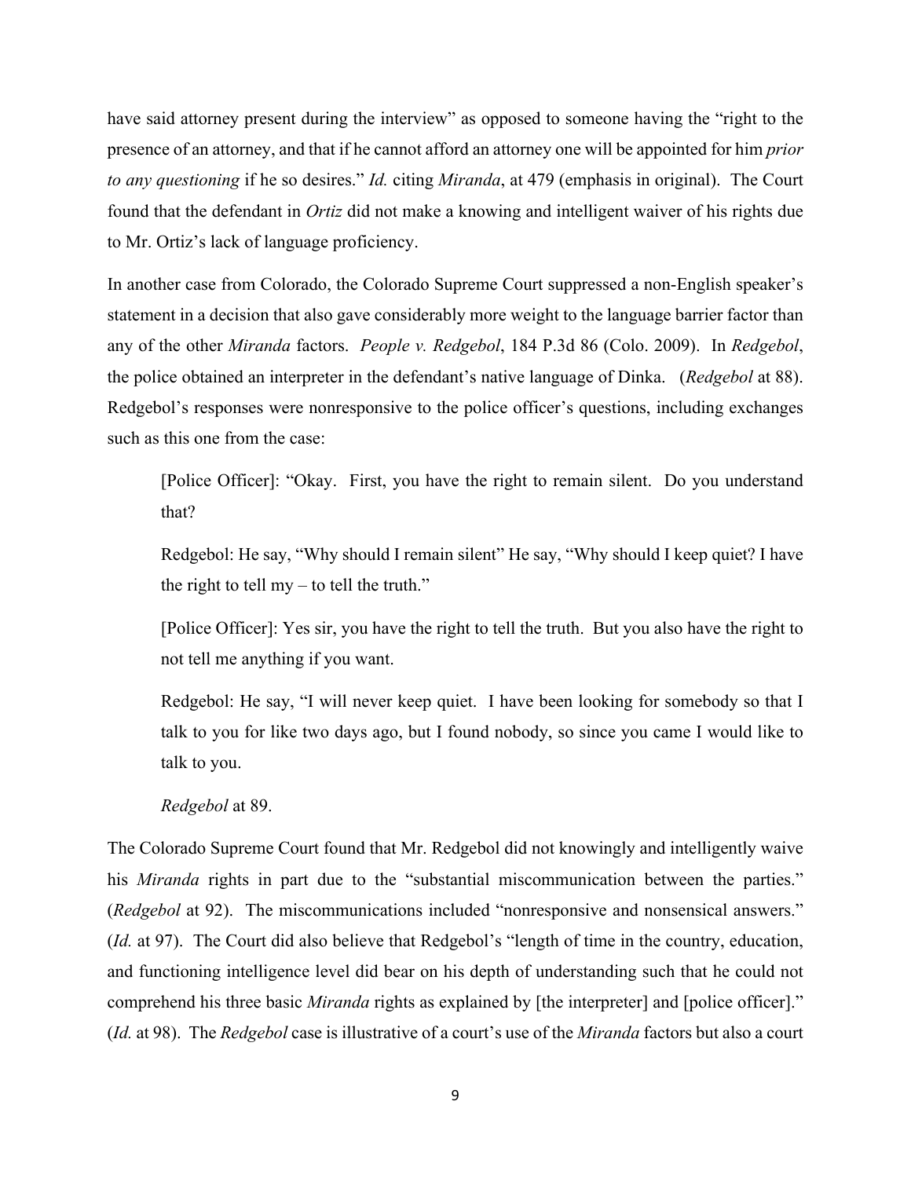have said attorney present during the interview" as opposed to someone having the "right to the presence of an attorney, and that if he cannot afford an attorney one will be appointed for him *prior to any questioning* if he so desires." *Id.* citing *Miranda*, at 479 (emphasis in original). The Court found that the defendant in *Ortiz* did not make a knowing and intelligent waiver of his rights due to Mr. Ortiz's lack of language proficiency.

In another case from Colorado, the Colorado Supreme Court suppressed a non-English speaker's statement in a decision that also gave considerably more weight to the language barrier factor than any of the other *Miranda* factors. *People v. Redgebol*, 184 P.3d 86 (Colo. 2009). In *Redgebol*, the police obtained an interpreter in the defendant's native language of Dinka. (*Redgebol* at 88). Redgebol's responses were nonresponsive to the police officer's questions, including exchanges such as this one from the case:

> [Police Officer]: "Okay. First, you have the right to remain silent. Do you understand that?
>
> Redgebol: He say, "Why should I remain silent" He say, "Why should I keep quiet? I have the right to tell my – to tell the truth."
>
> [Police Officer]: Yes sir, you have the right to tell the truth. But you also have the right to not tell me anything if you want.
>
> Redgebol: He say, "I will never keep quiet. I have been looking for somebody so that I talk to you for like two days ago, but I found nobody, so since you came I would like to talk to you.
>
> *Redgebol* at 89.

The Colorado Supreme Court found that Mr. Redgebol did not knowingly and intelligently waive his *Miranda* rights in part due to the "substantial miscommunication between the parties." (*Redgebol* at 92). The miscommunications included "nonresponsive and nonsensical answers." (*Id.* at 97). The Court did also believe that Redgebol's "length of time in the country, education, and functioning intelligence level did bear on his depth of understanding such that he could not comprehend his three basic *Miranda* rights as explained by [the interpreter] and [police officer]." (*Id.* at 98). The *Redgebol* case is illustrative of a court's use of the *Miranda* factors but also a court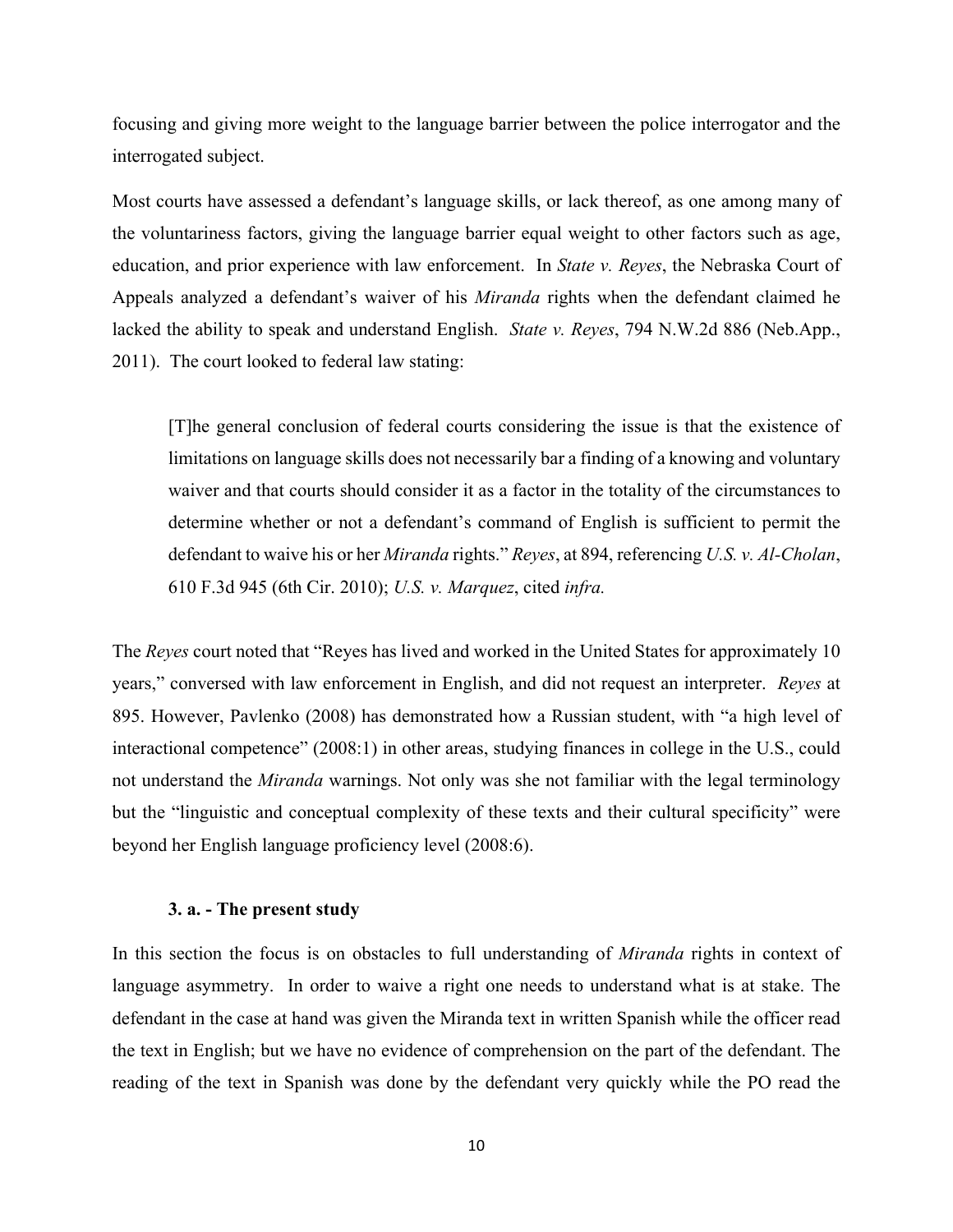focusing and giving more weight to the language barrier between the police interrogator and the interrogated subject.

Most courts have assessed a defendant's language skills, or lack thereof, as one among many of the voluntariness factors, giving the language barrier equal weight to other factors such as age, education, and prior experience with law enforcement. In *State v. Reyes*, the Nebraska Court of Appeals analyzed a defendant's waiver of his *Miranda* rights when the defendant claimed he lacked the ability to speak and understand English. *State v. Reyes*, 794 N.W.2d 886 (Neb.App., 2011). The court looked to federal law stating:

> [T]he general conclusion of federal courts considering the issue is that the existence of limitations on language skills does not necessarily bar a finding of a knowing and voluntary waiver and that courts should consider it as a factor in the totality of the circumstances to determine whether or not a defendant's command of English is sufficient to permit the defendant to waive his or her *Miranda* rights." *Reyes*, at 894, referencing *U.S. v. Al-Cholan*, 610 F.3d 945 (6th Cir. 2010); *U.S. v. Marquez*, cited *infra.*

The *Reyes* court noted that "Reyes has lived and worked in the United States for approximately 10 years," conversed with law enforcement in English, and did not request an interpreter. *Reyes* at 895. However, Pavlenko (2008) has demonstrated how a Russian student, with "a high level of interactional competence" (2008:1) in other areas, studying finances in college in the U.S., could not understand the *Miranda* warnings. Not only was she not familiar with the legal terminology but the "linguistic and conceptual complexity of these texts and their cultural specificity" were beyond her English language proficiency level (2008:6).

### 3. a. - The present study

In this section the focus is on obstacles to full understanding of *Miranda* rights in context of language asymmetry. In order to waive a right one needs to understand what is at stake. The defendant in the case at hand was given the Miranda text in written Spanish while the officer read the text in English; but we have no evidence of comprehension on the part of the defendant. The reading of the text in Spanish was done by the defendant very quickly while the PO read the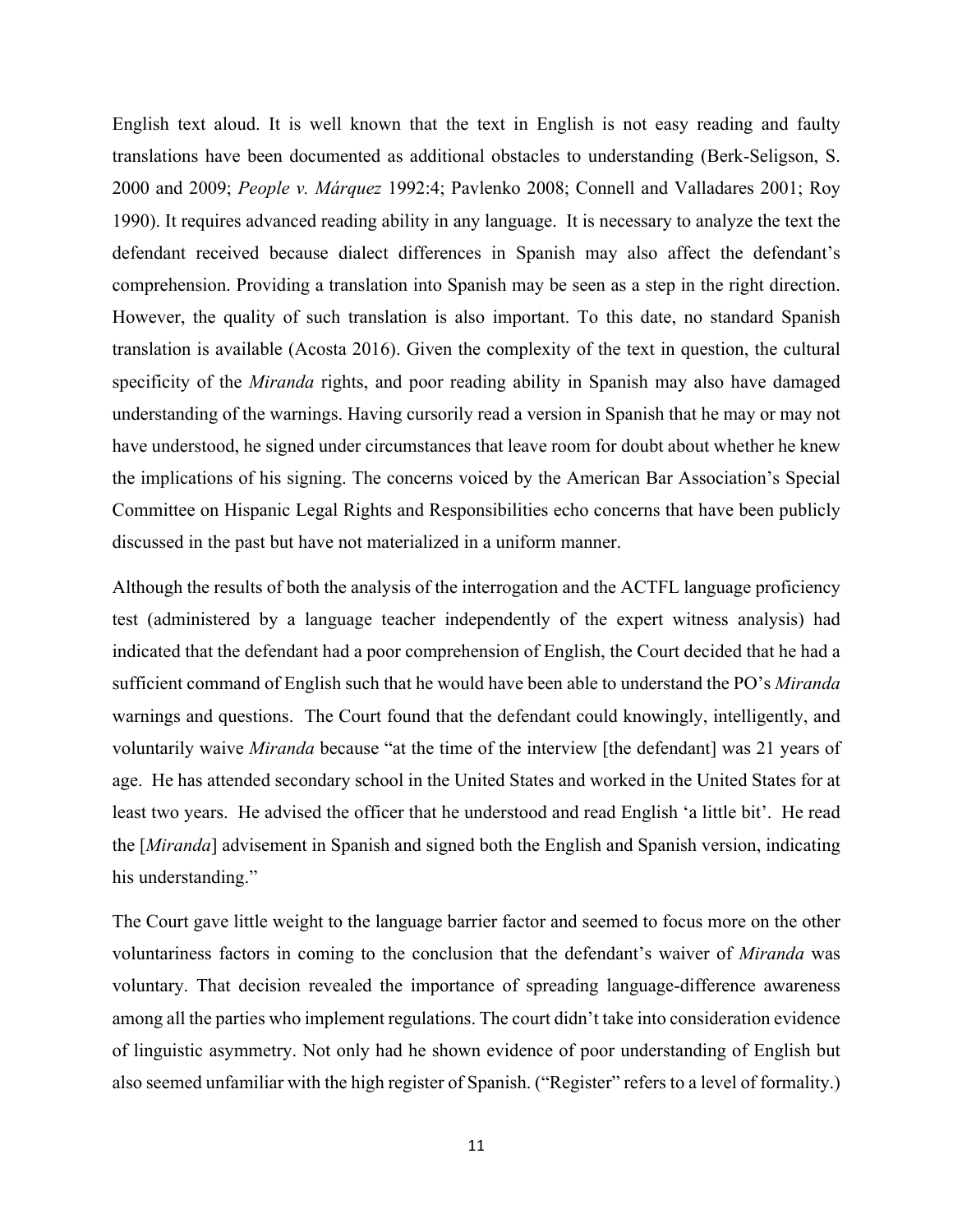English text aloud. It is well known that the text in English is not easy reading and faulty translations have been documented as additional obstacles to understanding (Berk-Seligson, S. 2000 and 2009; *People v. Márquez* 1992:4; Pavlenko 2008; Connell and Valladares 2001; Roy 1990). It requires advanced reading ability in any language. It is necessary to analyze the text the defendant received because dialect differences in Spanish may also affect the defendant's comprehension. Providing a translation into Spanish may be seen as a step in the right direction. However, the quality of such translation is also important. To this date, no standard Spanish translation is available (Acosta 2016). Given the complexity of the text in question, the cultural specificity of the *Miranda* rights, and poor reading ability in Spanish may also have damaged understanding of the warnings. Having cursorily read a version in Spanish that he may or may not have understood, he signed under circumstances that leave room for doubt about whether he knew the implications of his signing. The concerns voiced by the American Bar Association's Special Committee on Hispanic Legal Rights and Responsibilities echo concerns that have been publicly discussed in the past but have not materialized in a uniform manner.

Although the results of both the analysis of the interrogation and the ACTFL language proficiency test (administered by a language teacher independently of the expert witness analysis) had indicated that the defendant had a poor comprehension of English, the Court decided that he had a sufficient command of English such that he would have been able to understand the PO's *Miranda* warnings and questions. The Court found that the defendant could knowingly, intelligently, and voluntarily waive *Miranda* because "at the time of the interview [the defendant] was 21 years of age. He has attended secondary school in the United States and worked in the United States for at least two years. He advised the officer that he understood and read English 'a little bit'. He read the [*Miranda*] advisement in Spanish and signed both the English and Spanish version, indicating his understanding."

The Court gave little weight to the language barrier factor and seemed to focus more on the other voluntariness factors in coming to the conclusion that the defendant's waiver of *Miranda* was voluntary. That decision revealed the importance of spreading language-difference awareness among all the parties who implement regulations. The court didn't take into consideration evidence of linguistic asymmetry. Not only had he shown evidence of poor understanding of English but also seemed unfamiliar with the high register of Spanish. ("Register" refers to a level of formality.)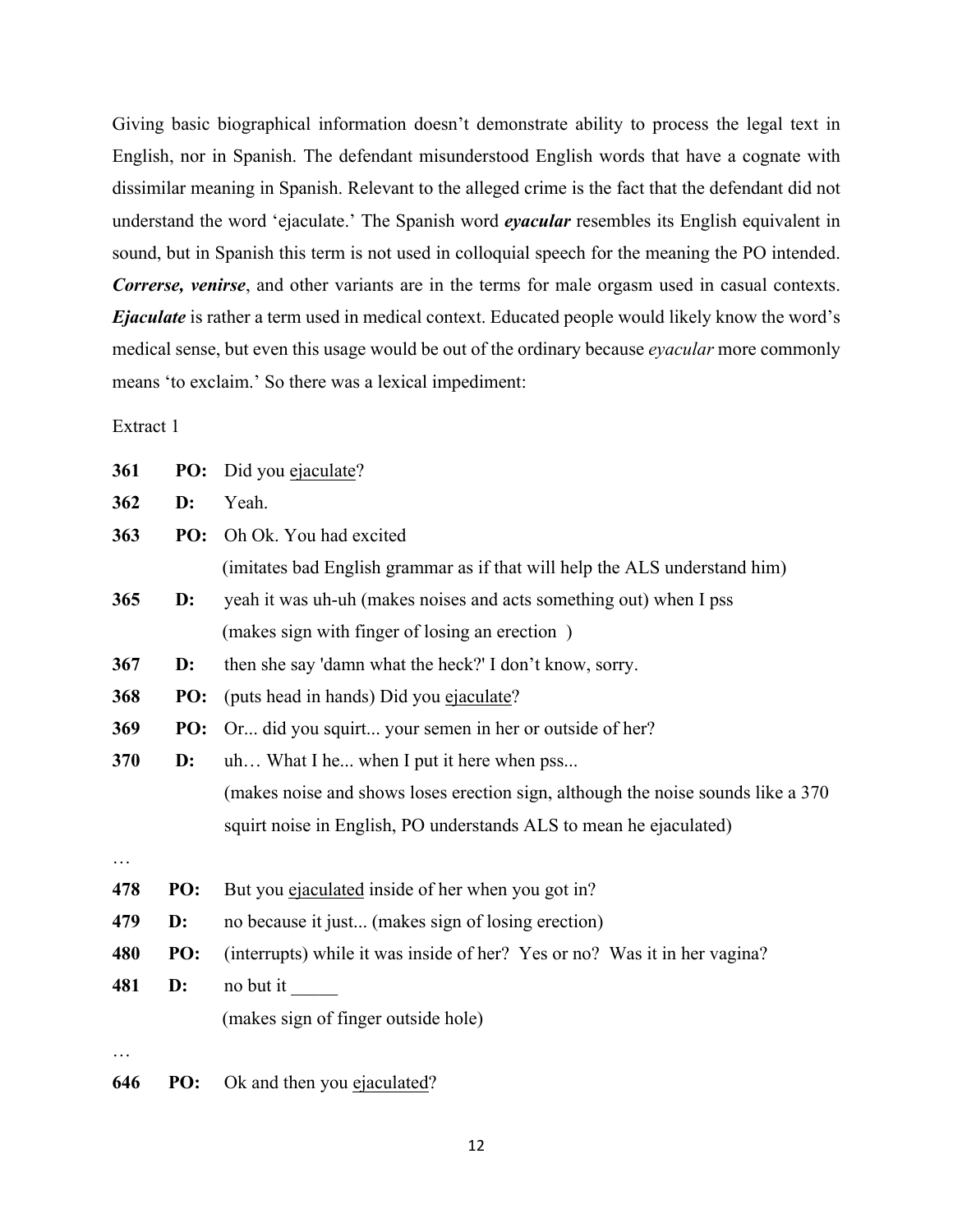Giving basic biographical information doesn't demonstrate ability to process the legal text in English, nor in Spanish. The defendant misunderstood English words that have a cognate with dissimilar meaning in Spanish. Relevant to the alleged crime is the fact that the defendant did not understand the word 'ejaculate.' The Spanish word ***eyacular*** resembles its English equivalent in sound, but in Spanish this term is not used in colloquial speech for the meaning the PO intended. ***Correrse, venirse***, and other variants are in the terms for male orgasm used in casual contexts. ***Ejaculate*** is rather a term used in medical context. Educated people would likely know the word's medical sense, but even this usage would be out of the ordinary because *eyacular* more commonly means 'to exclaim.' So there was a lexical impediment:

Extract 1

| | | |
|---|---|---|
| **361** | **PO:** | Did you <u>ejaculate</u>? |
| **362** | **D:** | Yeah. |
| **363** | **PO:** | Oh Ok. You had excited |
| | | (imitates bad English grammar as if that will help the ALS understand him) |
| **365** | **D:** | yeah it was uh-uh (makes noises and acts something out) when I pss |
| | | (makes sign with finger of losing an erection ) |
| **367** | **D:** | then she say 'damn what the heck?' I don't know, sorry. |
| **368** | **PO:** | (puts head in hands) Did you <u>ejaculate</u>? |
| **369** | **PO:** | Or... did you squirt... your semen in her or outside of her? |
| **370** | **D:** | uh… What I he... when I put it here when pss... |
| | | (makes noise and shows loses erection sign, although the noise sounds like a 370 squirt noise in English, PO understands ALS to mean he ejaculated) |

…

| | | |
|---|---|---|
| **478** | **PO:** | But you <u>ejaculated</u> inside of her when you got in? |
| **479** | **D:** | no because it just... (makes sign of losing erection) |
| **480** | **PO:** | (interrupts) while it was inside of her? Yes or no? Was it in her vagina? |
| **481** | **D:** | no but it _____ |
| | | (makes sign of finger outside hole) |

…

| | | |
|---|---|---|
| **646** | **PO:** | Ok and then you <u>ejaculated</u>? |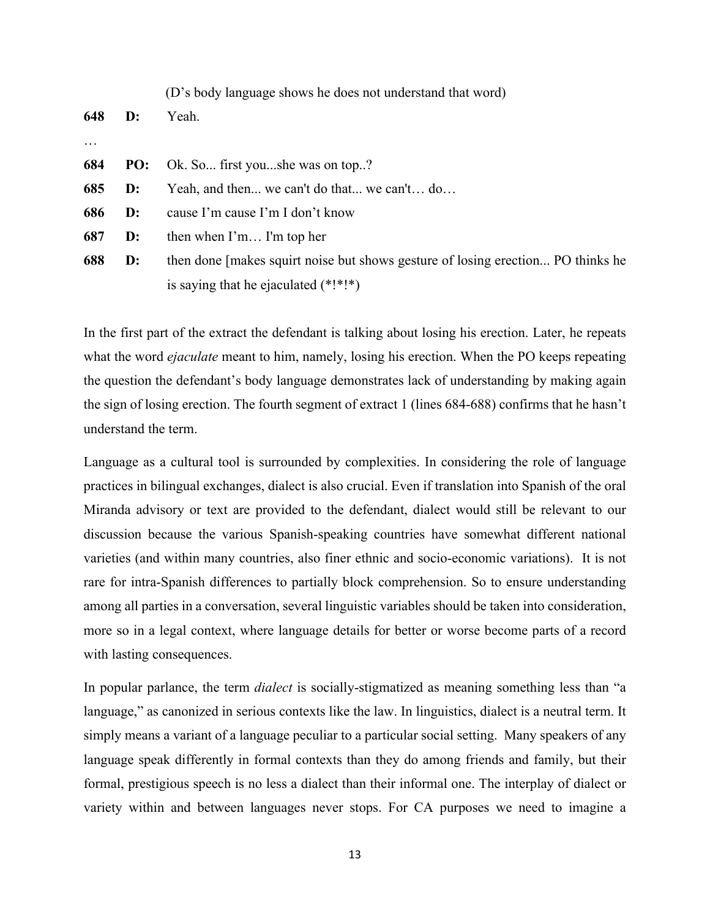(D's body language shows he does not understand that word)

| | | |
|---|---|---|
| **648** | **D:** | Yeah. |
| … | | |
| **684** | **PO:** | Ok. So... first you...she was on top..? |
| **685** | **D:** | Yeah, and then... we can't do that... we can't… do… |
| **686** | **D:** | cause I'm cause I'm I don't know |
| **687** | **D:** | then when I'm… I'm top her |
| **688** | **D:** | then done [makes squirt noise but shows gesture of losing erection... PO thinks he is saying that he ejaculated (*!*!*) |

In the first part of the extract the defendant is talking about losing his erection. Later, he repeats what the word *ejaculate* meant to him, namely, losing his erection. When the PO keeps repeating the question the defendant's body language demonstrates lack of understanding by making again the sign of losing erection. The fourth segment of extract 1 (lines 684-688) confirms that he hasn't understand the term.

Language as a cultural tool is surrounded by complexities. In considering the role of language practices in bilingual exchanges, dialect is also crucial. Even if translation into Spanish of the oral Miranda advisory or text are provided to the defendant, dialect would still be relevant to our discussion because the various Spanish-speaking countries have somewhat different national varieties (and within many countries, also finer ethnic and socio-economic variations). It is not rare for intra-Spanish differences to partially block comprehension. So to ensure understanding among all parties in a conversation, several linguistic variables should be taken into consideration, more so in a legal context, where language details for better or worse become parts of a record with lasting consequences.

In popular parlance, the term *dialect* is socially-stigmatized as meaning something less than "a language," as canonized in serious contexts like the law. In linguistics, dialect is a neutral term. It simply means a variant of a language peculiar to a particular social setting. Many speakers of any language speak differently in formal contexts than they do among friends and family, but their formal, prestigious speech is no less a dialect than their informal one. The interplay of dialect or variety within and between languages never stops. For CA purposes we need to imagine a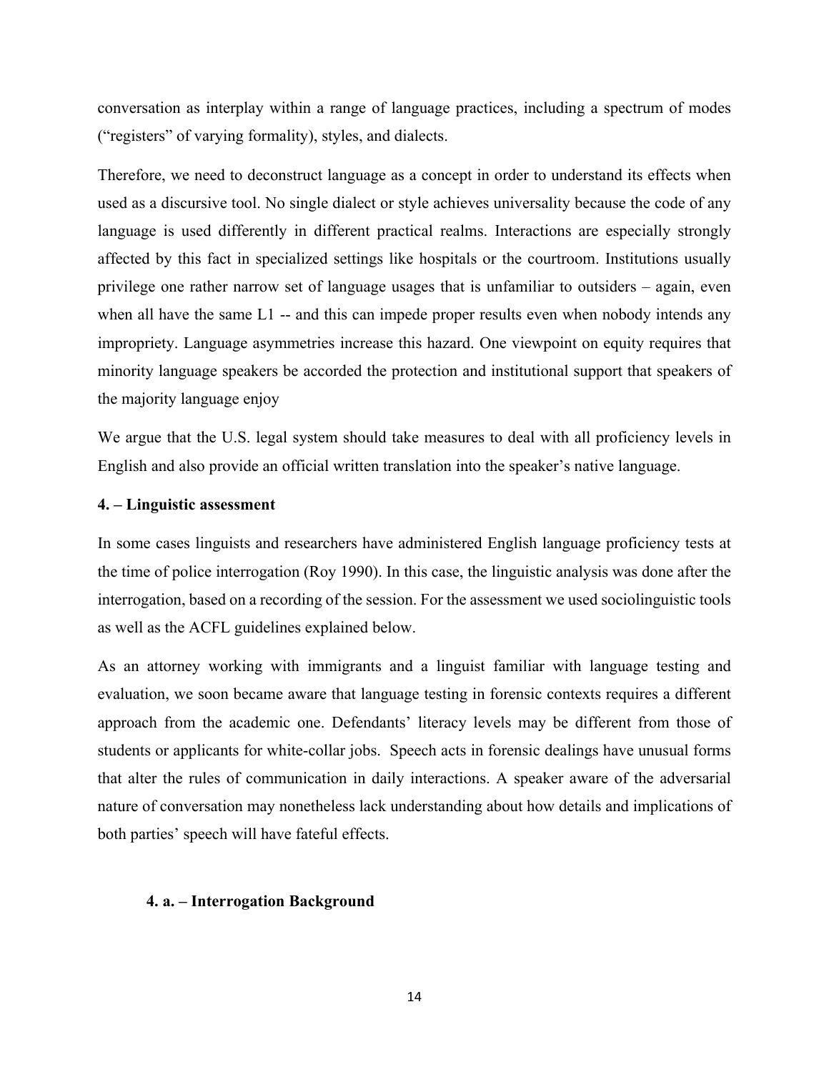conversation as interplay within a range of language practices, including a spectrum of modes ("registers" of varying formality), styles, and dialects.

Therefore, we need to deconstruct language as a concept in order to understand its effects when used as a discursive tool. No single dialect or style achieves universality because the code of any language is used differently in different practical realms. Interactions are especially strongly affected by this fact in specialized settings like hospitals or the courtroom. Institutions usually privilege one rather narrow set of language usages that is unfamiliar to outsiders – again, even when all have the same L1 -- and this can impede proper results even when nobody intends any impropriety. Language asymmetries increase this hazard. One viewpoint on equity requires that minority language speakers be accorded the protection and institutional support that speakers of the majority language enjoy

We argue that the U.S. legal system should take measures to deal with all proficiency levels in English and also provide an official written translation into the speaker's native language.

### 4. – Linguistic assessment

In some cases linguists and researchers have administered English language proficiency tests at the time of police interrogation (Roy 1990). In this case, the linguistic analysis was done after the interrogation, based on a recording of the session. For the assessment we used sociolinguistic tools as well as the ACFL guidelines explained below.

As an attorney working with immigrants and a linguist familiar with language testing and evaluation, we soon became aware that language testing in forensic contexts requires a different approach from the academic one. Defendants' literacy levels may be different from those of students or applicants for white-collar jobs. Speech acts in forensic dealings have unusual forms that alter the rules of communication in daily interactions. A speaker aware of the adversarial nature of conversation may nonetheless lack understanding about how details and implications of both parties' speech will have fateful effects.

#### 4. a. – Interrogation Background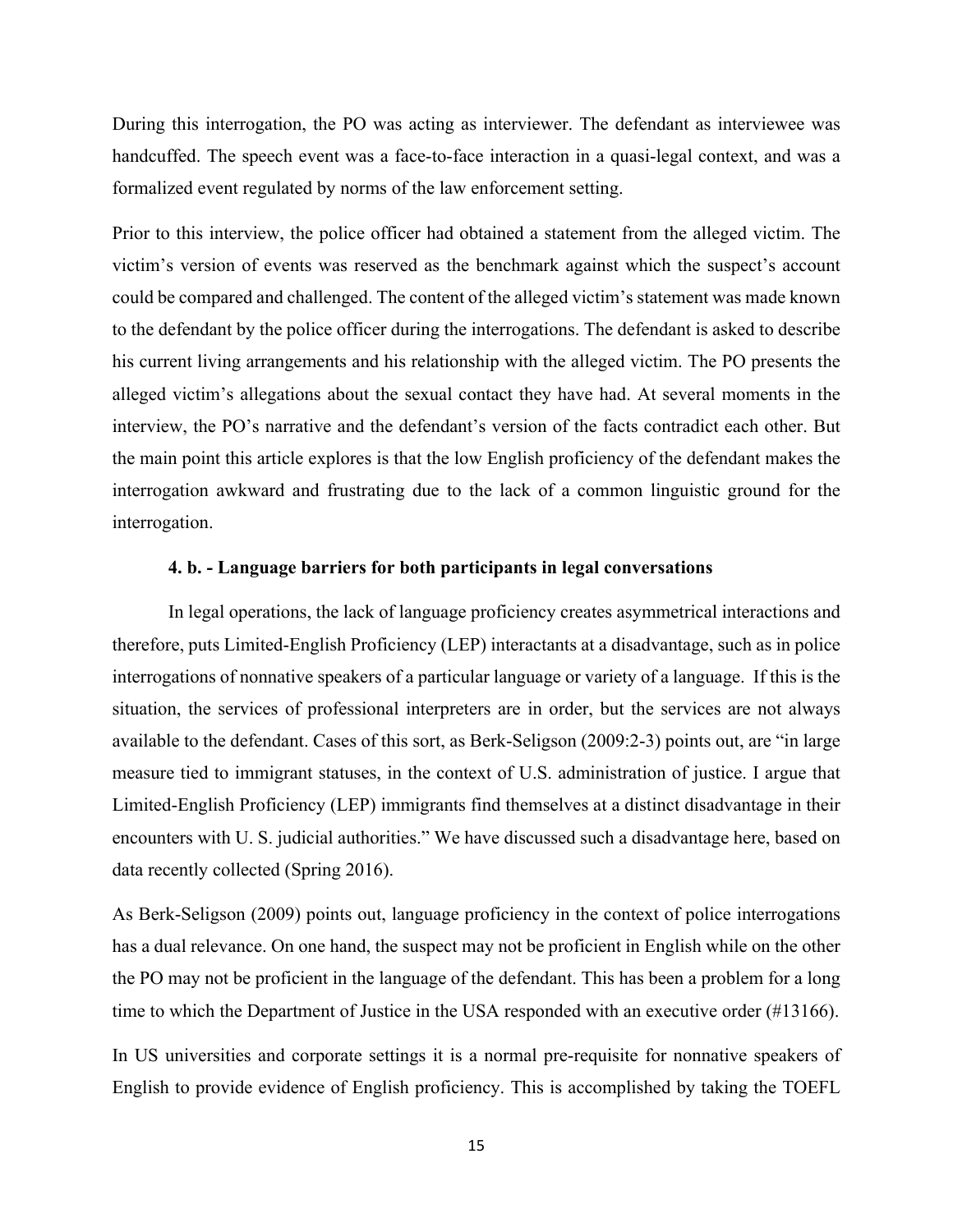During this interrogation, the PO was acting as interviewer. The defendant as interviewee was handcuffed. The speech event was a face-to-face interaction in a quasi-legal context, and was a formalized event regulated by norms of the law enforcement setting.

Prior to this interview, the police officer had obtained a statement from the alleged victim. The victim's version of events was reserved as the benchmark against which the suspect's account could be compared and challenged. The content of the alleged victim's statement was made known to the defendant by the police officer during the interrogations. The defendant is asked to describe his current living arrangements and his relationship with the alleged victim. The PO presents the alleged victim's allegations about the sexual contact they have had. At several moments in the interview, the PO's narrative and the defendant's version of the facts contradict each other. But the main point this article explores is that the low English proficiency of the defendant makes the interrogation awkward and frustrating due to the lack of a common linguistic ground for the interrogation.

### 4. b. - Language barriers for both participants in legal conversations

In legal operations, the lack of language proficiency creates asymmetrical interactions and therefore, puts Limited-English Proficiency (LEP) interactants at a disadvantage, such as in police interrogations of nonnative speakers of a particular language or variety of a language. If this is the situation, the services of professional interpreters are in order, but the services are not always available to the defendant. Cases of this sort, as Berk-Seligson (2009:2-3) points out, are "in large measure tied to immigrant statuses, in the context of U.S. administration of justice. I argue that Limited-English Proficiency (LEP) immigrants find themselves at a distinct disadvantage in their encounters with U. S. judicial authorities." We have discussed such a disadvantage here, based on data recently collected (Spring 2016).

As Berk-Seligson (2009) points out, language proficiency in the context of police interrogations has a dual relevance. On one hand, the suspect may not be proficient in English while on the other the PO may not be proficient in the language of the defendant. This has been a problem for a long time to which the Department of Justice in the USA responded with an executive order (#13166).

In US universities and corporate settings it is a normal pre-requisite for nonnative speakers of English to provide evidence of English proficiency. This is accomplished by taking the TOEFL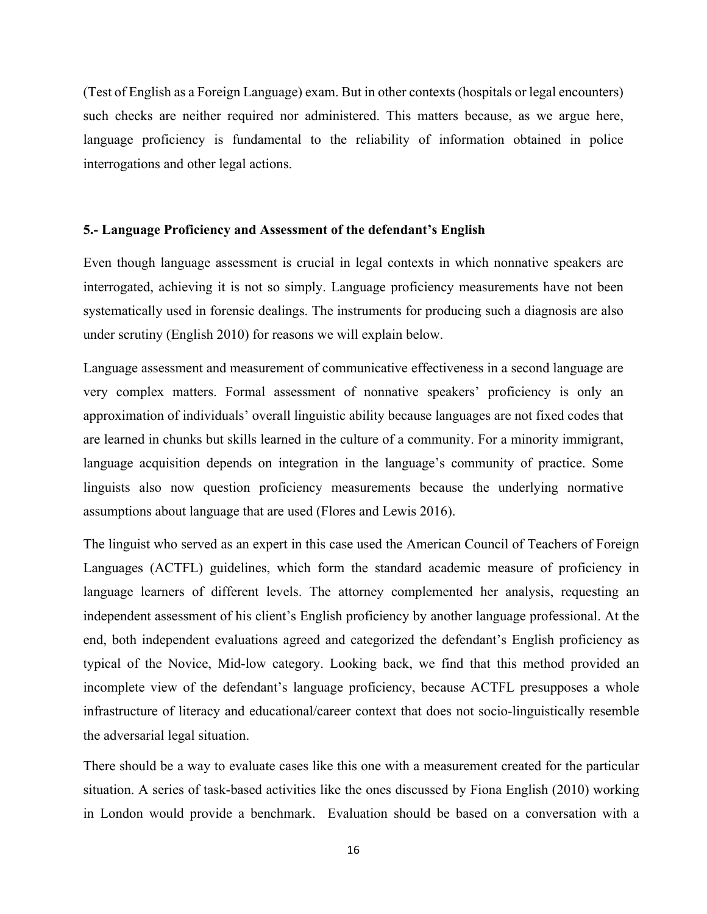(Test of English as a Foreign Language) exam. But in other contexts (hospitals or legal encounters) such checks are neither required nor administered. This matters because, as we argue here, language proficiency is fundamental to the reliability of information obtained in police interrogations and other legal actions.

### 5.- Language Proficiency and Assessment of the defendant's English

Even though language assessment is crucial in legal contexts in which nonnative speakers are interrogated, achieving it is not so simply. Language proficiency measurements have not been systematically used in forensic dealings. The instruments for producing such a diagnosis are also under scrutiny (English 2010) for reasons we will explain below.

Language assessment and measurement of communicative effectiveness in a second language are very complex matters. Formal assessment of nonnative speakers' proficiency is only an approximation of individuals' overall linguistic ability because languages are not fixed codes that are learned in chunks but skills learned in the culture of a community. For a minority immigrant, language acquisition depends on integration in the language's community of practice. Some linguists also now question proficiency measurements because the underlying normative assumptions about language that are used (Flores and Lewis 2016).

The linguist who served as an expert in this case used the American Council of Teachers of Foreign Languages (ACTFL) guidelines, which form the standard academic measure of proficiency in language learners of different levels. The attorney complemented her analysis, requesting an independent assessment of his client's English proficiency by another language professional. At the end, both independent evaluations agreed and categorized the defendant's English proficiency as typical of the Novice, Mid-low category. Looking back, we find that this method provided an incomplete view of the defendant's language proficiency, because ACTFL presupposes a whole infrastructure of literacy and educational/career context that does not socio-linguistically resemble the adversarial legal situation.

There should be a way to evaluate cases like this one with a measurement created for the particular situation. A series of task-based activities like the ones discussed by Fiona English (2010) working in London would provide a benchmark. Evaluation should be based on a conversation with a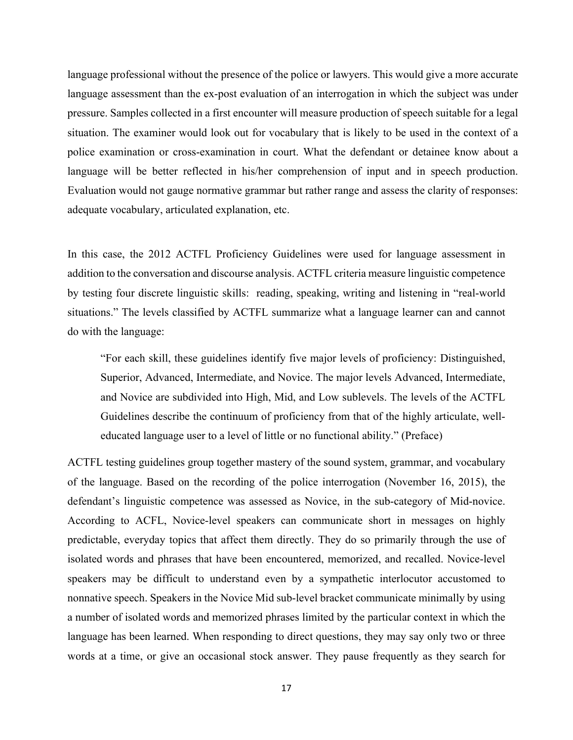language professional without the presence of the police or lawyers. This would give a more accurate language assessment than the ex-post evaluation of an interrogation in which the subject was under pressure. Samples collected in a first encounter will measure production of speech suitable for a legal situation. The examiner would look out for vocabulary that is likely to be used in the context of a police examination or cross-examination in court. What the defendant or detainee know about a language will be better reflected in his/her comprehension of input and in speech production. Evaluation would not gauge normative grammar but rather range and assess the clarity of responses: adequate vocabulary, articulated explanation, etc.

In this case, the 2012 ACTFL Proficiency Guidelines were used for language assessment in addition to the conversation and discourse analysis. ACTFL criteria measure linguistic competence by testing four discrete linguistic skills: reading, speaking, writing and listening in "real-world situations." The levels classified by ACTFL summarize what a language learner can and cannot do with the language:

> "For each skill, these guidelines identify five major levels of proficiency: Distinguished, Superior, Advanced, Intermediate, and Novice. The major levels Advanced, Intermediate, and Novice are subdivided into High, Mid, and Low sublevels. The levels of the ACTFL Guidelines describe the continuum of proficiency from that of the highly articulate, well-educated language user to a level of little or no functional ability." (Preface)

ACTFL testing guidelines group together mastery of the sound system, grammar, and vocabulary of the language. Based on the recording of the police interrogation (November 16, 2015), the defendant's linguistic competence was assessed as Novice, in the sub-category of Mid-novice. According to ACFL, Novice-level speakers can communicate short in messages on highly predictable, everyday topics that affect them directly. They do so primarily through the use of isolated words and phrases that have been encountered, memorized, and recalled. Novice-level speakers may be difficult to understand even by a sympathetic interlocutor accustomed to nonnative speech. Speakers in the Novice Mid sub-level bracket communicate minimally by using a number of isolated words and memorized phrases limited by the particular context in which the language has been learned. When responding to direct questions, they may say only two or three words at a time, or give an occasional stock answer. They pause frequently as they search for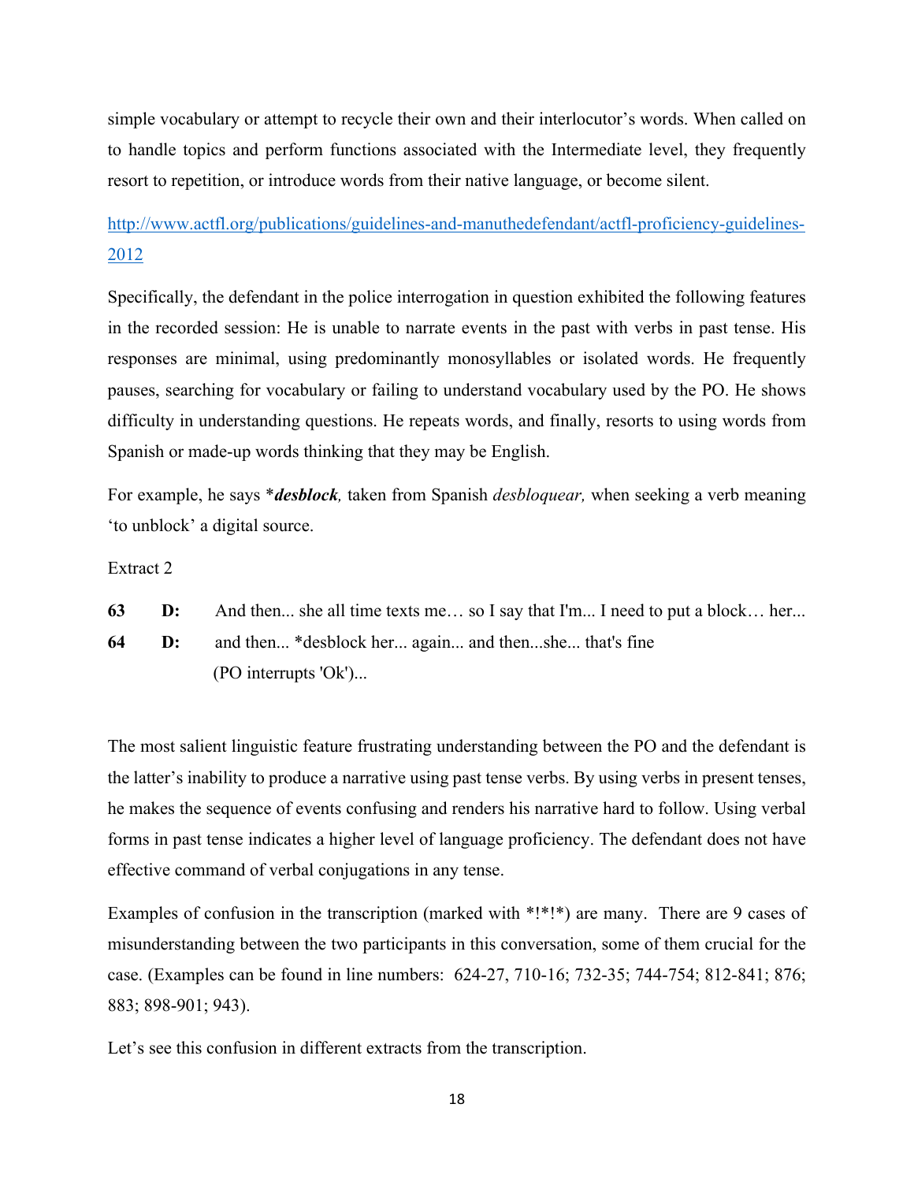simple vocabulary or attempt to recycle their own and their interlocutor's words. When called on to handle topics and perform functions associated with the Intermediate level, they frequently resort to repetition, or introduce words from their native language, or become silent.

[http://www.actfl.org/publications/guidelines-and-manuthedefendant/actfl-proficiency-guidelines-2012](http://www.actfl.org/publications/guidelines-and-manuthedefendant/actfl-proficiency-guidelines-2012)

Specifically, the defendant in the police interrogation in question exhibited the following features in the recorded session: He is unable to narrate events in the past with verbs in past tense. His responses are minimal, using predominantly monosyllables or isolated words. He frequently pauses, searching for vocabulary or failing to understand vocabulary used by the PO. He shows difficulty in understanding questions. He repeats words, and finally, resorts to using words from Spanish or made-up words thinking that they may be English.

For example, he says *_**desblock**_, taken from Spanish _desbloquear,_ when seeking a verb meaning 'to unblock' a digital source.

Extract 2

**63** **D:** And then... she all time texts me… so I say that I'm... I need to put a block… her...

**64** **D:** and then... *desblock her... again... and then...she... that's fine
(PO interrupts 'Ok')...

The most salient linguistic feature frustrating understanding between the PO and the defendant is the latter's inability to produce a narrative using past tense verbs. By using verbs in present tenses, he makes the sequence of events confusing and renders his narrative hard to follow. Using verbal forms in past tense indicates a higher level of language proficiency. The defendant does not have effective command of verbal conjugations in any tense.

Examples of confusion in the transcription (marked with *!*!*) are many. There are 9 cases of misunderstanding between the two participants in this conversation, some of them crucial for the case. (Examples can be found in line numbers: 624-27, 710-16; 732-35; 744-754; 812-841; 876; 883; 898-901; 943).

Let's see this confusion in different extracts from the transcription.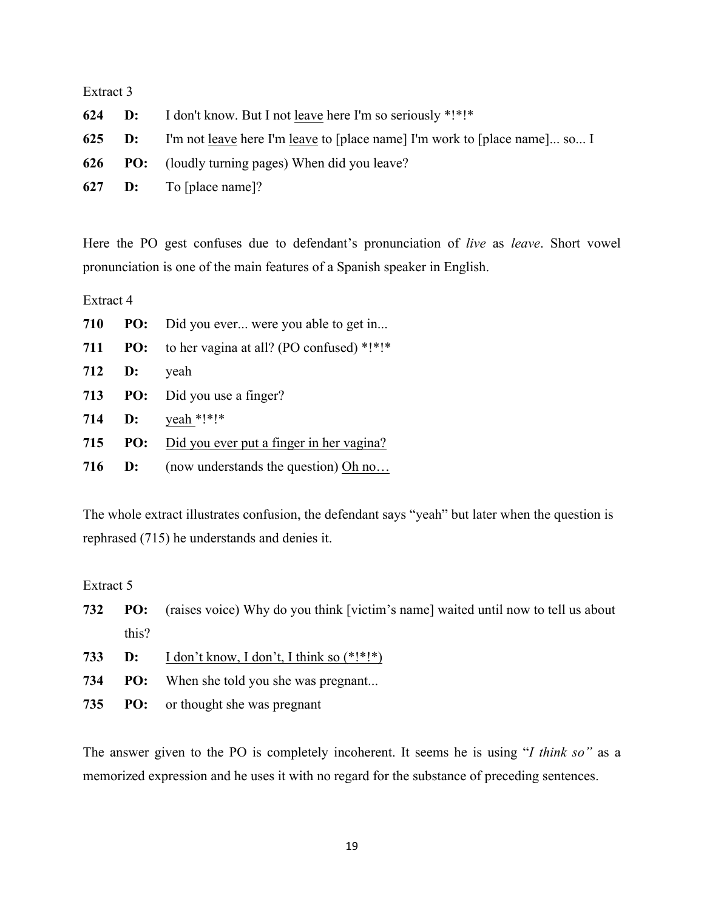Extract 3

| | | |
|---|---|---|
| **624** | **D:** | I don't know. But I not <u>leave</u> here I'm so seriously *!*!* |
| **625** | **D:** | I'm not <u>leave</u> here I'm <u>leave</u> to [place name] I'm work to [place name]... so... I |
| **626** | **PO:** | (loudly turning pages) When did you leave? |
| **627** | **D:** | To [place name]? |

Here the PO gest confuses due to defendant's pronunciation of *live* as *leave*. Short vowel pronunciation is one of the main features of a Spanish speaker in English.

Extract 4

| | | |
|---|---|---|
| **710** | **PO:** | Did you ever... were you able to get in... |
| **711** | **PO:** | to her vagina at all? (PO confused) *!*!* |
| **712** | **D:** | yeah |
| **713** | **PO:** | Did you use a finger? |
| **714** | **D:** | <u>yeah</u> *!*!* |
| **715** | **PO:** | <u>Did you ever put a finger in her vagina?</u> |
| **716** | **D:** | (now understands the question) <u>Oh no…</u> |

The whole extract illustrates confusion, the defendant says "yeah" but later when the question is rephrased (715) he understands and denies it.

Extract 5

| | | |
|---|---|---|
| **732** | **PO:** | (raises voice) Why do you think [victim's name] waited until now to tell us about this? |
| **733** | **D:** | <u>I don't know, I don't, I think so (*!*!*)</u> |
| **734** | **PO:** | When she told you she was pregnant... |
| **735** | **PO:** | or thought she was pregnant |

The answer given to the PO is completely incoherent. It seems he is using "*I think so"* as a memorized expression and he uses it with no regard for the substance of preceding sentences.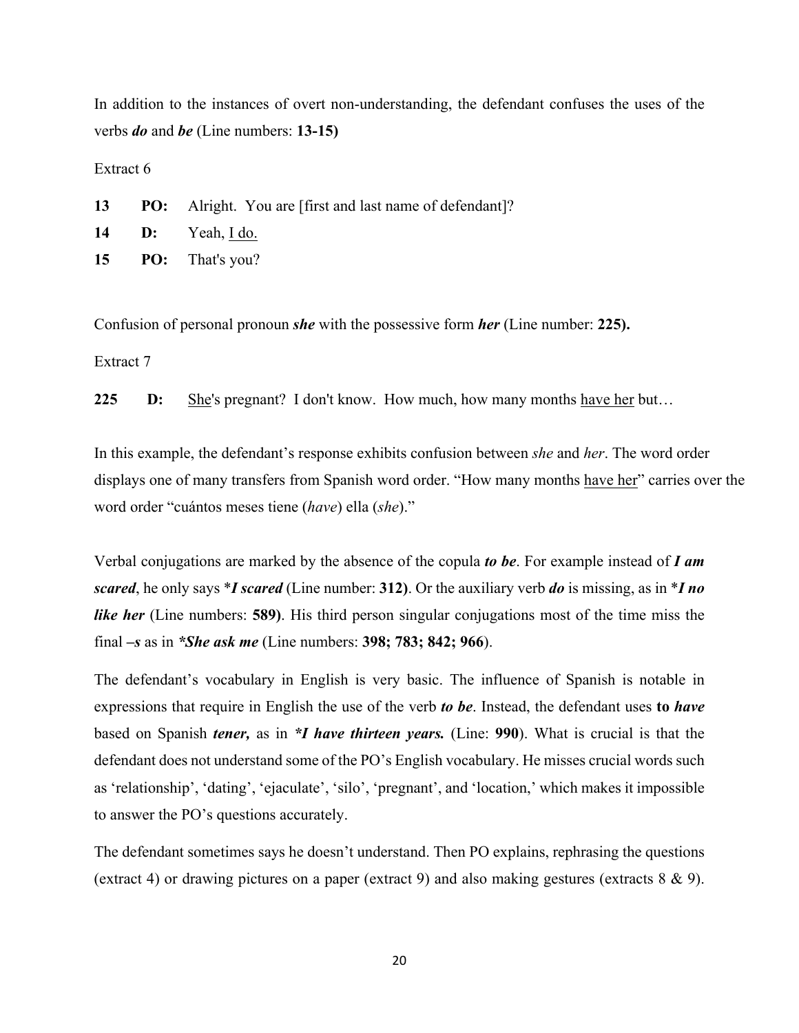In addition to the instances of overt non-understanding, the defendant confuses the uses of the verbs ***do*** and ***be*** (Line numbers: **13-15)**

Extract 6

**13** **PO:** Alright. You are [first and last name of defendant]?

**14** **D:** Yeah, <u>I do.</u>

**15** **PO:** That's you?

Confusion of personal pronoun ***she*** with the possessive form ***her*** (Line number: **225).**

Extract 7

**225** **D:** <u>She</u>'s pregnant? I don't know. How much, how many months <u>have her</u> but…

In this example, the defendant's response exhibits confusion between *she* and *her*. The word order displays one of many transfers from Spanish word order. "How many months <u>have her</u>" carries over the word order "cuántos meses tiene (*have*) ella (*she*)."

Verbal conjugations are marked by the absence of the copula ***to be***. For example instead of ***I am scared***, he only says \****I scared*** (Line number: **312)**. Or the auxiliary verb ***do*** is missing, as in \****I no like her*** (Line numbers: **589)**. His third person singular conjugations most of the time miss the final ***–s*** as in ***\*She ask me*** (Line numbers: **398; 783; 842; 966**).

The defendant's vocabulary in English is very basic. The influence of Spanish is notable in expressions that require in English the use of the verb ***to be***. Instead, the defendant uses **to *have*** based on Spanish ***tener,*** as in ***\*I have thirteen years.*** (Line: **990**). What is crucial is that the defendant does not understand some of the PO's English vocabulary. He misses crucial words such as 'relationship', 'dating', 'ejaculate', 'silo', 'pregnant', and 'location,' which makes it impossible to answer the PO's questions accurately.

The defendant sometimes says he doesn't understand. Then PO explains, rephrasing the questions (extract 4) or drawing pictures on a paper (extract 9) and also making gestures (extracts 8 & 9).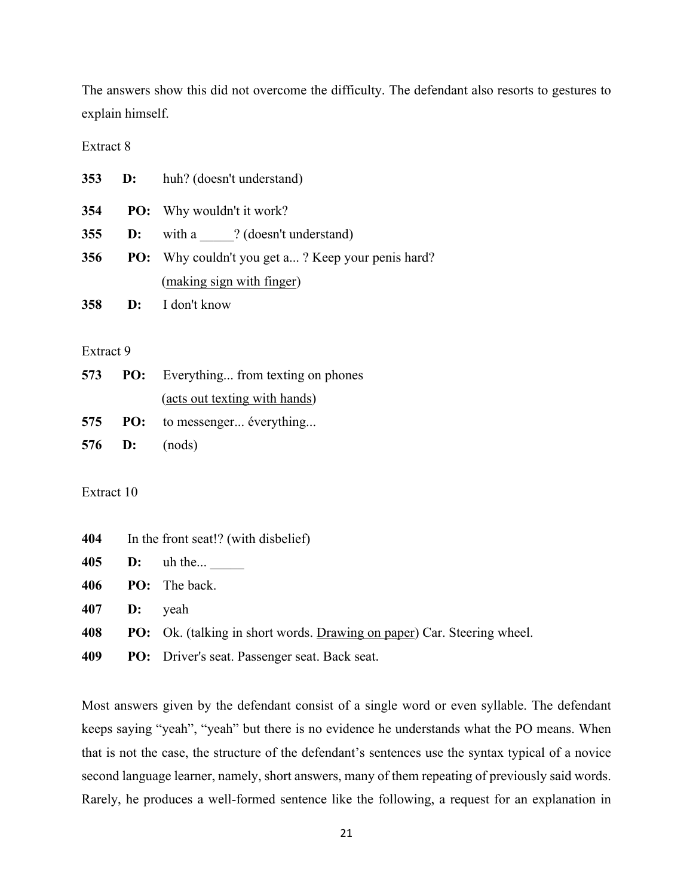The answers show this did not overcome the difficulty. The defendant also resorts to gestures to explain himself.

Extract 8

| | | |
|---|---|---|
| **353** | **D:** | huh? (doesn't understand) |
| **354** | **PO:** | Why wouldn't it work? |
| **355** | **D:** | with a _____? (doesn't understand) |
| **356** | **PO:** | Why couldn't you get a... ? Keep your penis hard? (<u>making sign with finger</u>) |
| **358** | **D:** | I don't know |

Extract 9

| | | |
|---|---|---|
| **573** | **PO:** | Everything... from texting on phones (<u>acts out texting with hands</u>) |
| **575** | **PO:** | to messenger... éverything... |
| **576** | **D:** | (nods) |

Extract 10

| | | |
|---|---|---|
| **404** | | In the front seat!? (with disbelief) |
| **405** | **D:** | uh the... _____ |
| **406** | **PO:** | The back. |
| **407** | **D:** | yeah |
| **408** | **PO:** | Ok. (talking in short words. <u>Drawing on paper</u>) Car. Steering wheel. |
| **409** | **PO:** | Driver's seat. Passenger seat. Back seat. |

Most answers given by the defendant consist of a single word or even syllable. The defendant keeps saying "yeah", "yeah" but there is no evidence he understands what the PO means. When that is not the case, the structure of the defendant's sentences use the syntax typical of a novice second language learner, namely, short answers, many of them repeating of previously said words. Rarely, he produces a well-formed sentence like the following, a request for an explanation in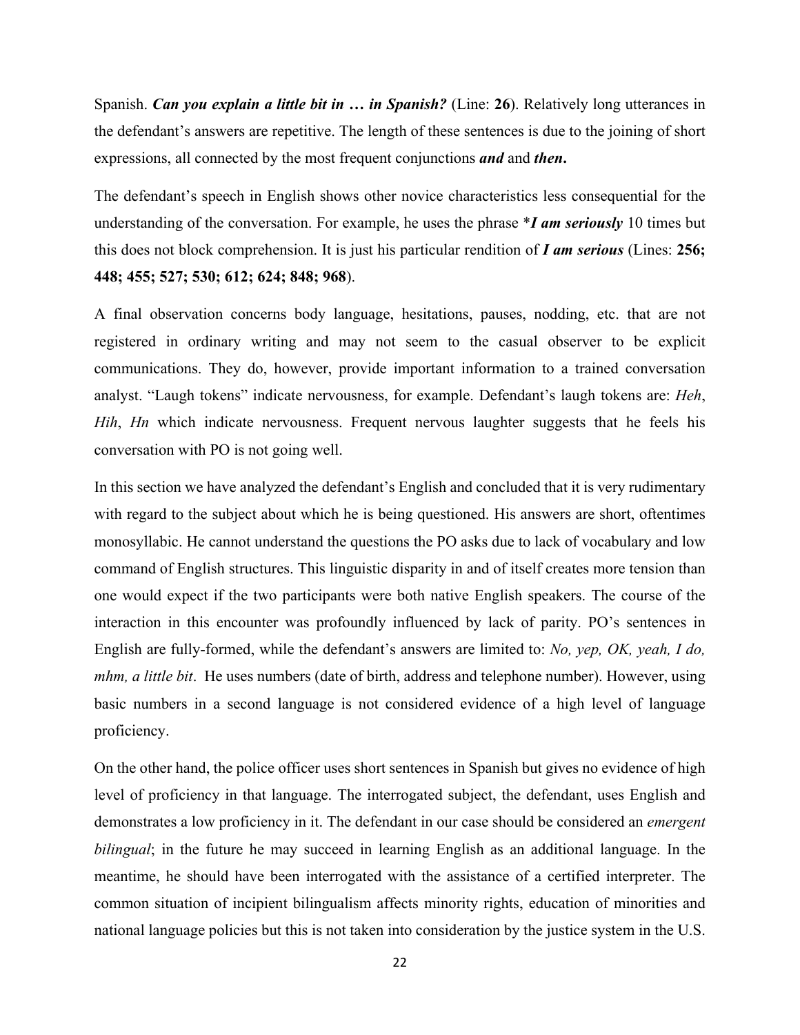Spanish. ***Can you explain a little bit in … in Spanish?*** (Line: **26**). Relatively long utterances in the defendant's answers are repetitive. The length of these sentences is due to the joining of short expressions, all connected by the most frequent conjunctions ***and*** and ***then*****.**

The defendant's speech in English shows other novice characteristics less consequential for the understanding of the conversation. For example, he uses the phrase \****I am seriously*** 10 times but this does not block comprehension. It is just his particular rendition of ***I am serious*** (Lines: **256; 448; 455; 527; 530; 612; 624; 848; 968**).

A final observation concerns body language, hesitations, pauses, nodding, etc. that are not registered in ordinary writing and may not seem to the casual observer to be explicit communications. They do, however, provide important information to a trained conversation analyst. "Laugh tokens" indicate nervousness, for example. Defendant's laugh tokens are: *Heh*, *Hih*, *Hn* which indicate nervousness. Frequent nervous laughter suggests that he feels his conversation with PO is not going well.

In this section we have analyzed the defendant's English and concluded that it is very rudimentary with regard to the subject about which he is being questioned. His answers are short, oftentimes monosyllabic. He cannot understand the questions the PO asks due to lack of vocabulary and low command of English structures. This linguistic disparity in and of itself creates more tension than one would expect if the two participants were both native English speakers. The course of the interaction in this encounter was profoundly influenced by lack of parity. PO's sentences in English are fully-formed, while the defendant's answers are limited to: *No, yep, OK, yeah, I do, mhm, a little bit*. He uses numbers (date of birth, address and telephone number). However, using basic numbers in a second language is not considered evidence of a high level of language proficiency.

On the other hand, the police officer uses short sentences in Spanish but gives no evidence of high level of proficiency in that language. The interrogated subject, the defendant, uses English and demonstrates a low proficiency in it. The defendant in our case should be considered an *emergent bilingual*; in the future he may succeed in learning English as an additional language. In the meantime, he should have been interrogated with the assistance of a certified interpreter. The common situation of incipient bilingualism affects minority rights, education of minorities and national language policies but this is not taken into consideration by the justice system in the U.S.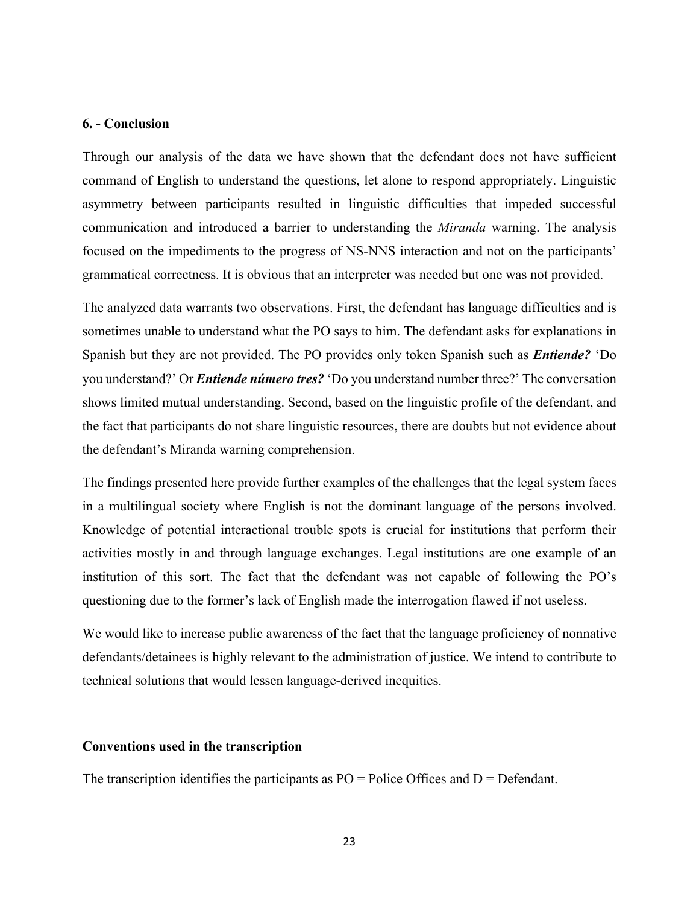### 6. - Conclusion

Through our analysis of the data we have shown that the defendant does not have sufficient command of English to understand the questions, let alone to respond appropriately. Linguistic asymmetry between participants resulted in linguistic difficulties that impeded successful communication and introduced a barrier to understanding the *Miranda* warning. The analysis focused on the impediments to the progress of NS-NNS interaction and not on the participants' grammatical correctness. It is obvious that an interpreter was needed but one was not provided.

The analyzed data warrants two observations. First, the defendant has language difficulties and is sometimes unable to understand what the PO says to him. The defendant asks for explanations in Spanish but they are not provided. The PO provides only token Spanish such as ***Entiende?*** 'Do you understand?' Or ***Entiende número tres?*** 'Do you understand number three?' The conversation shows limited mutual understanding. Second, based on the linguistic profile of the defendant, and the fact that participants do not share linguistic resources, there are doubts but not evidence about the defendant's Miranda warning comprehension.

The findings presented here provide further examples of the challenges that the legal system faces in a multilingual society where English is not the dominant language of the persons involved. Knowledge of potential interactional trouble spots is crucial for institutions that perform their activities mostly in and through language exchanges. Legal institutions are one example of an institution of this sort. The fact that the defendant was not capable of following the PO's questioning due to the former's lack of English made the interrogation flawed if not useless.

We would like to increase public awareness of the fact that the language proficiency of nonnative defendants/detainees is highly relevant to the administration of justice. We intend to contribute to technical solutions that would lessen language-derived inequities.

### Conventions used in the transcription

The transcription identifies the participants as PO = Police Offices and D = Defendant.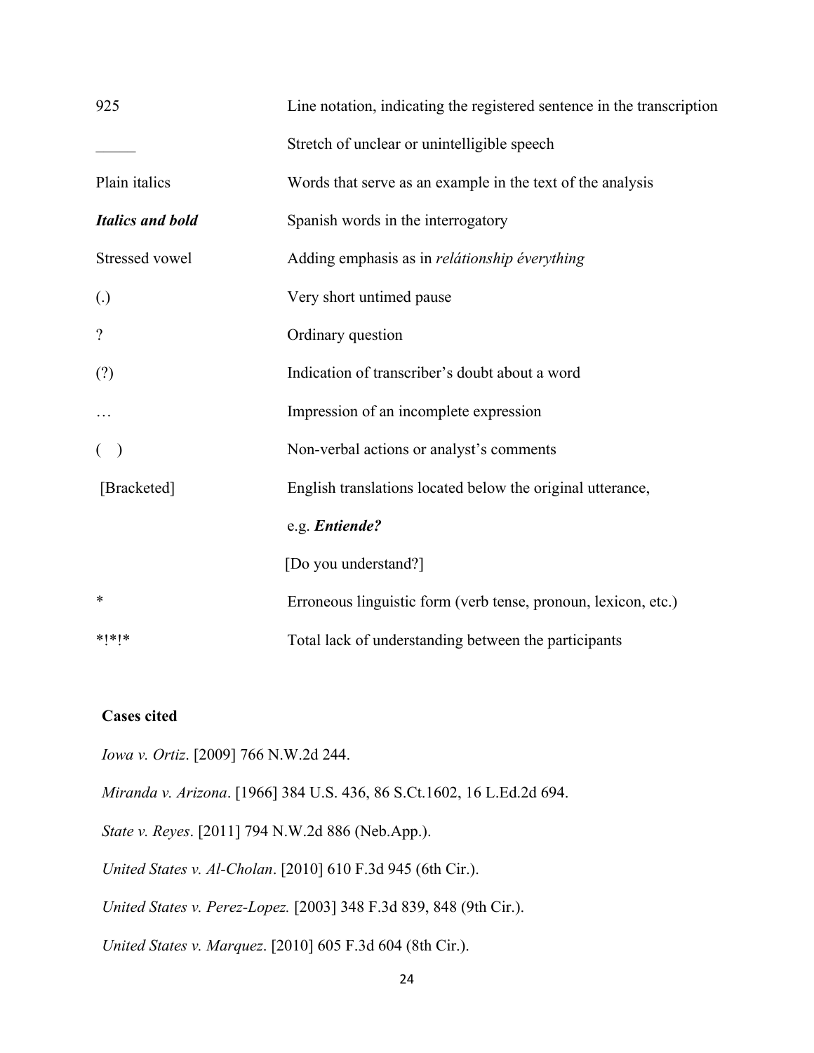| | |
|---|---|
| 925 | Line notation, indicating the registered sentence in the transcription |
| _____ | Stretch of unclear or unintelligible speech |
| Plain italics | Words that serve as an example in the text of the analysis |
| ***Italics and bold*** | Spanish words in the interrogatory |
| Stressed vowel | Adding emphasis as in *relátionship éverything* |
| (.) | Very short untimed pause |
| ? | Ordinary question |
| (?) | Indication of transcriber's doubt about a word |
| … | Impression of an incomplete expression |
| (  ) | Non-verbal actions or analyst's comments |
| [Bracketed] | English translations located below the original utterance, e.g. ***Entiende?*** [Do you understand?] |
| * | Erroneous linguistic form (verb tense, pronoun, lexicon, etc.) |
| *!*!* | Total lack of understanding between the participants |

**Cases cited**

*Iowa v. Ortiz*. [2009] 766 N.W.2d 244.

*Miranda v. Arizona*. [1966] 384 U.S. 436, 86 S.Ct.1602, 16 L.Ed.2d 694.

*State v. Reyes*. [2011] 794 N.W.2d 886 (Neb.App.).

*United States v. Al-Cholan*. [2010] 610 F.3d 945 (6th Cir.).

*United States v. Perez-Lopez.* [2003] 348 F.3d 839, 848 (9th Cir.).

*United States v. Marquez*. [2010] 605 F.3d 604 (8th Cir.).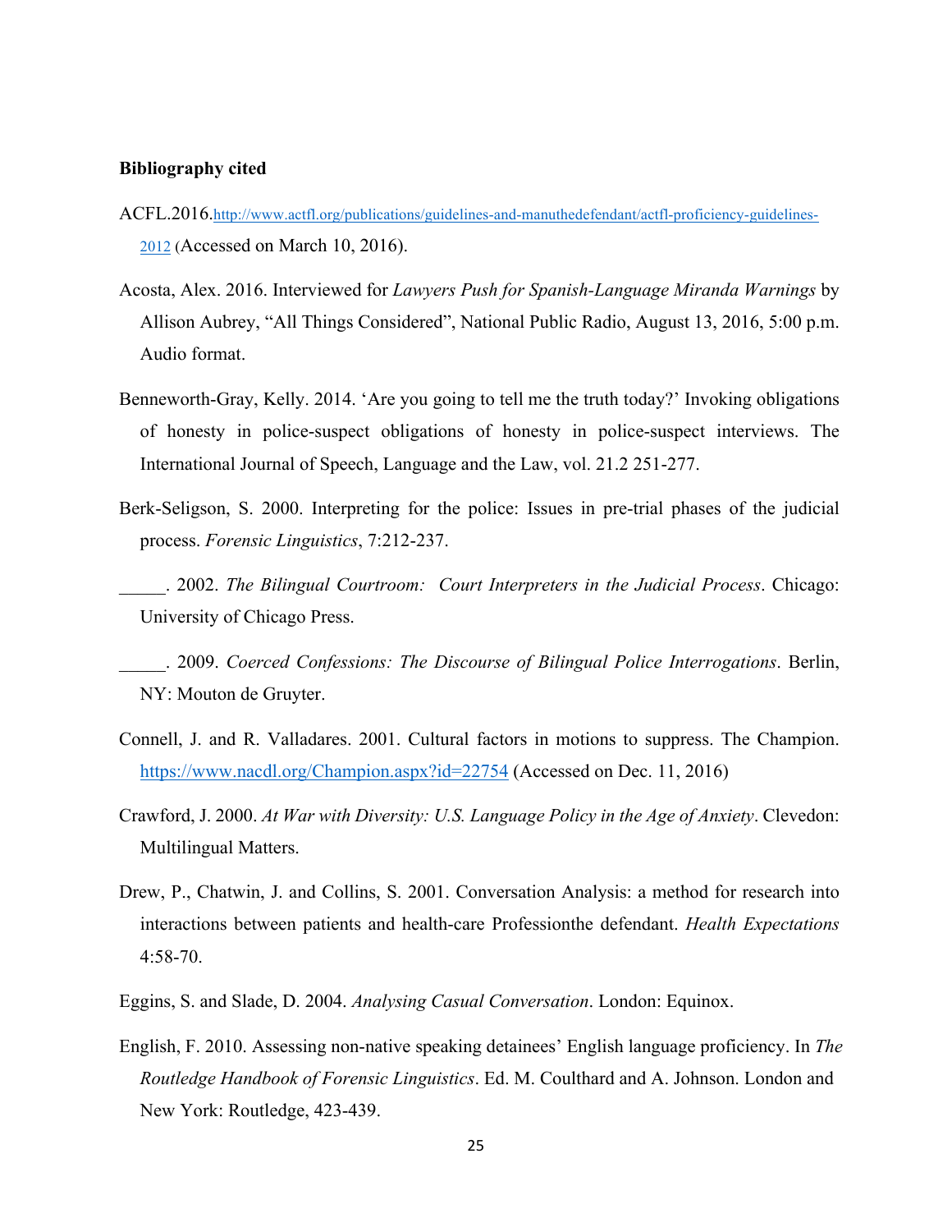**Bibliography cited**

ACFL.2016.http://www.actfl.org/publications/guidelines-and-manuthedefendant/actfl-proficiency-guidelines-2012 (Accessed on March 10, 2016).

Acosta, Alex. 2016. Interviewed for *Lawyers Push for Spanish-Language Miranda Warnings* by Allison Aubrey, "All Things Considered", National Public Radio, August 13, 2016, 5:00 p.m. Audio format.

Benneworth-Gray, Kelly. 2014. 'Are you going to tell me the truth today?' Invoking obligations of honesty in police-suspect obligations of honesty in police-suspect interviews. The International Journal of Speech, Language and the Law, vol. 21.2 251-277.

Berk-Seligson, S. 2000. Interpreting for the police: Issues in pre-trial phases of the judicial process. *Forensic Linguistics*, 7:212-237.

_____. 2002. *The Bilingual Courtroom: Court Interpreters in the Judicial Process*. Chicago: University of Chicago Press.

_____. 2009. *Coerced Confessions: The Discourse of Bilingual Police Interrogations*. Berlin, NY: Mouton de Gruyter.

Connell, J. and R. Valladares. 2001. Cultural factors in motions to suppress. The Champion. https://www.nacdl.org/Champion.aspx?id=22754 (Accessed on Dec. 11, 2016)

Crawford, J. 2000. *At War with Diversity: U.S. Language Policy in the Age of Anxiety*. Clevedon: Multilingual Matters.

Drew, P., Chatwin, J. and Collins, S. 2001. Conversation Analysis: a method for research into interactions between patients and health-care Professionthe defendant. *Health Expectations* 4:58-70.

Eggins, S. and Slade, D. 2004. *Analysing Casual Conversation*. London: Equinox.

English, F. 2010. Assessing non-native speaking detainees' English language proficiency. In *The Routledge Handbook of Forensic Linguistics*. Ed. M. Coulthard and A. Johnson. London and New York: Routledge, 423-439.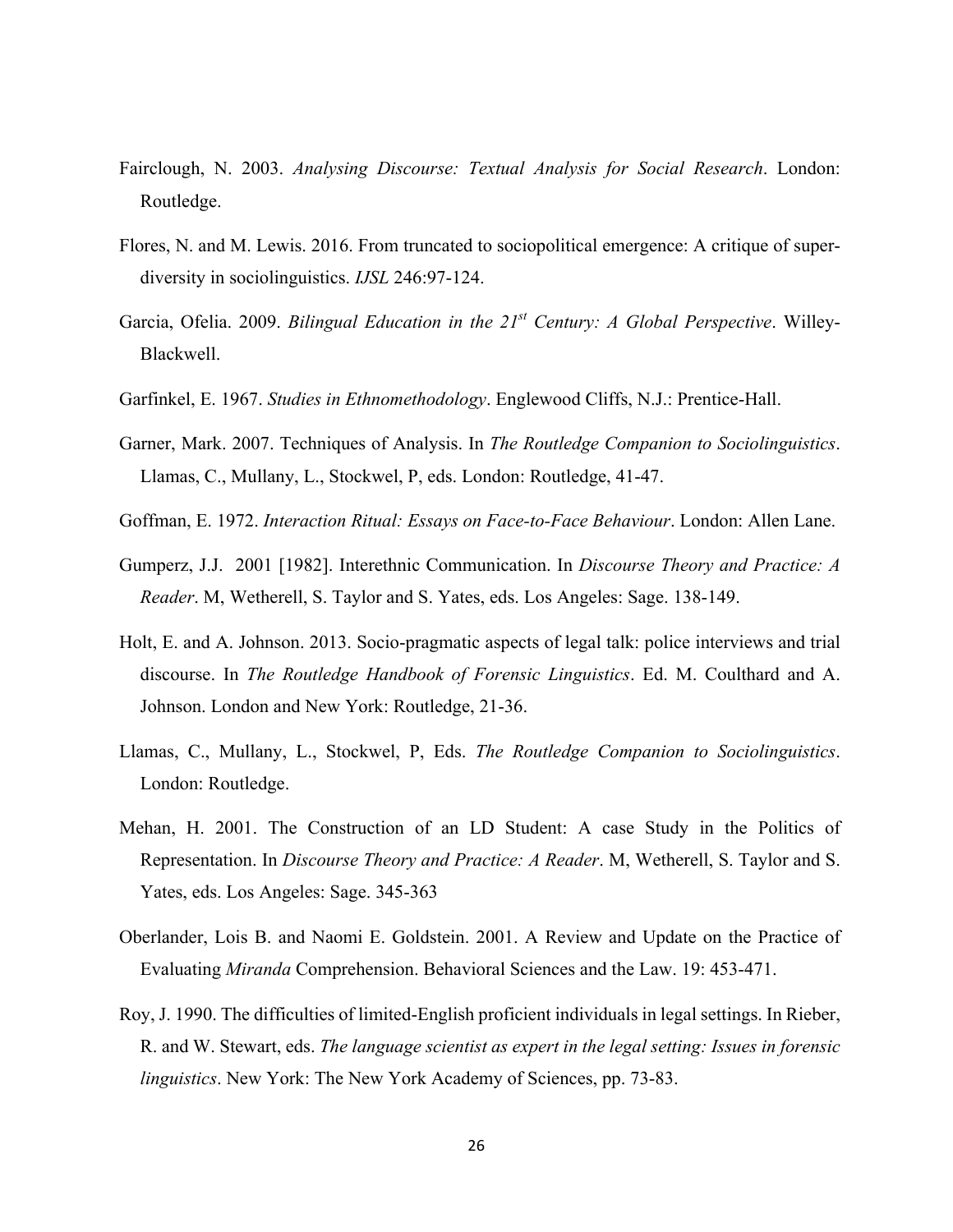Fairclough, N. 2003. *Analysing Discourse: Textual Analysis for Social Research*. London: Routledge.

Flores, N. and M. Lewis. 2016. From truncated to sociopolitical emergence: A critique of super-diversity in sociolinguistics. *IJSL* 246:97-124.

Garcia, Ofelia. 2009. *Bilingual Education in the 21st Century: A Global Perspective*. Willey-Blackwell.

Garfinkel, E. 1967. *Studies in Ethnomethodology*. Englewood Cliffs, N.J.: Prentice-Hall.

Garner, Mark. 2007. Techniques of Analysis. In *The Routledge Companion to Sociolinguistics*. Llamas, C., Mullany, L., Stockwel, P, eds. London: Routledge, 41-47.

Goffman, E. 1972. *Interaction Ritual: Essays on Face-to-Face Behaviour*. London: Allen Lane.

Gumperz, J.J. 2001 [1982]. Interethnic Communication. In *Discourse Theory and Practice: A Reader*. M, Wetherell, S. Taylor and S. Yates, eds. Los Angeles: Sage. 138-149.

Holt, E. and A. Johnson. 2013. Socio-pragmatic aspects of legal talk: police interviews and trial discourse. In *The Routledge Handbook of Forensic Linguistics*. Ed. M. Coulthard and A. Johnson. London and New York: Routledge, 21-36.

Llamas, C., Mullany, L., Stockwel, P, Eds. *The Routledge Companion to Sociolinguistics*. London: Routledge.

Mehan, H. 2001. The Construction of an LD Student: A case Study in the Politics of Representation. In *Discourse Theory and Practice: A Reader*. M, Wetherell, S. Taylor and S. Yates, eds. Los Angeles: Sage. 345-363

Oberlander, Lois B. and Naomi E. Goldstein. 2001. A Review and Update on the Practice of Evaluating *Miranda* Comprehension. Behavioral Sciences and the Law. 19: 453-471.

Roy, J. 1990. The difficulties of limited-English proficient individuals in legal settings. In Rieber, R. and W. Stewart, eds. *The language scientist as expert in the legal setting: Issues in forensic linguistics*. New York: The New York Academy of Sciences, pp. 73-83.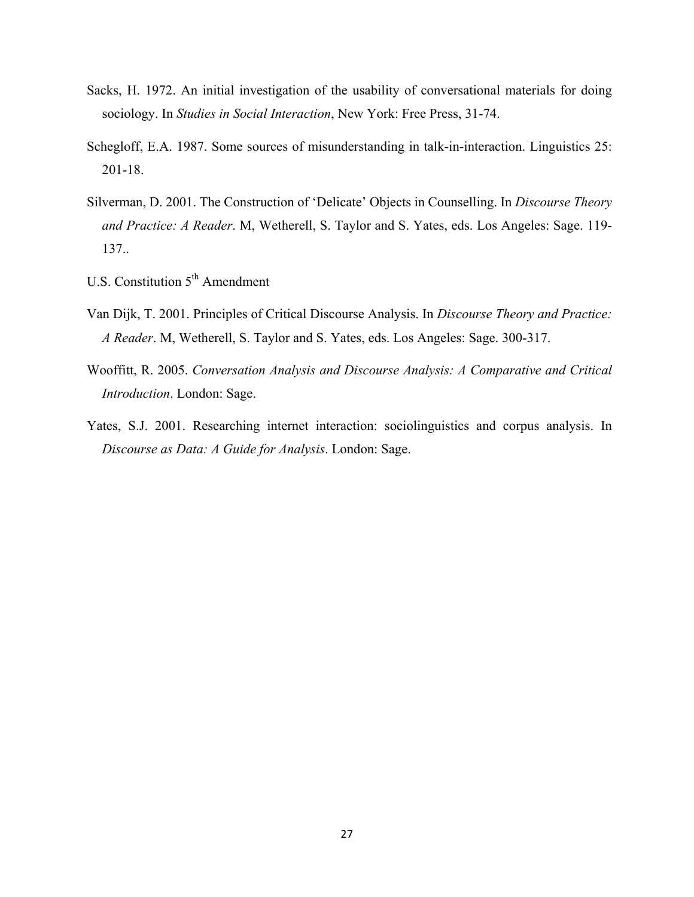Sacks, H. 1972. An initial investigation of the usability of conversational materials for doing sociology. In *Studies in Social Interaction*, New York: Free Press, 31-74.

Schegloff, E.A. 1987. Some sources of misunderstanding in talk-in-interaction. Linguistics 25: 201-18.

Silverman, D. 2001. The Construction of 'Delicate' Objects in Counselling. In *Discourse Theory and Practice: A Reader*. M, Wetherell, S. Taylor and S. Yates, eds. Los Angeles: Sage. 119-137..

U.S. Constitution 5th Amendment

Van Dijk, T. 2001. Principles of Critical Discourse Analysis. In *Discourse Theory and Practice: A Reader*. M, Wetherell, S. Taylor and S. Yates, eds. Los Angeles: Sage. 300-317.

Wooffitt, R. 2005. *Conversation Analysis and Discourse Analysis: A Comparative and Critical Introduction*. London: Sage.

Yates, S.J. 2001. Researching internet interaction: sociolinguistics and corpus analysis. In *Discourse as Data: A Guide for Analysis*. London: Sage.